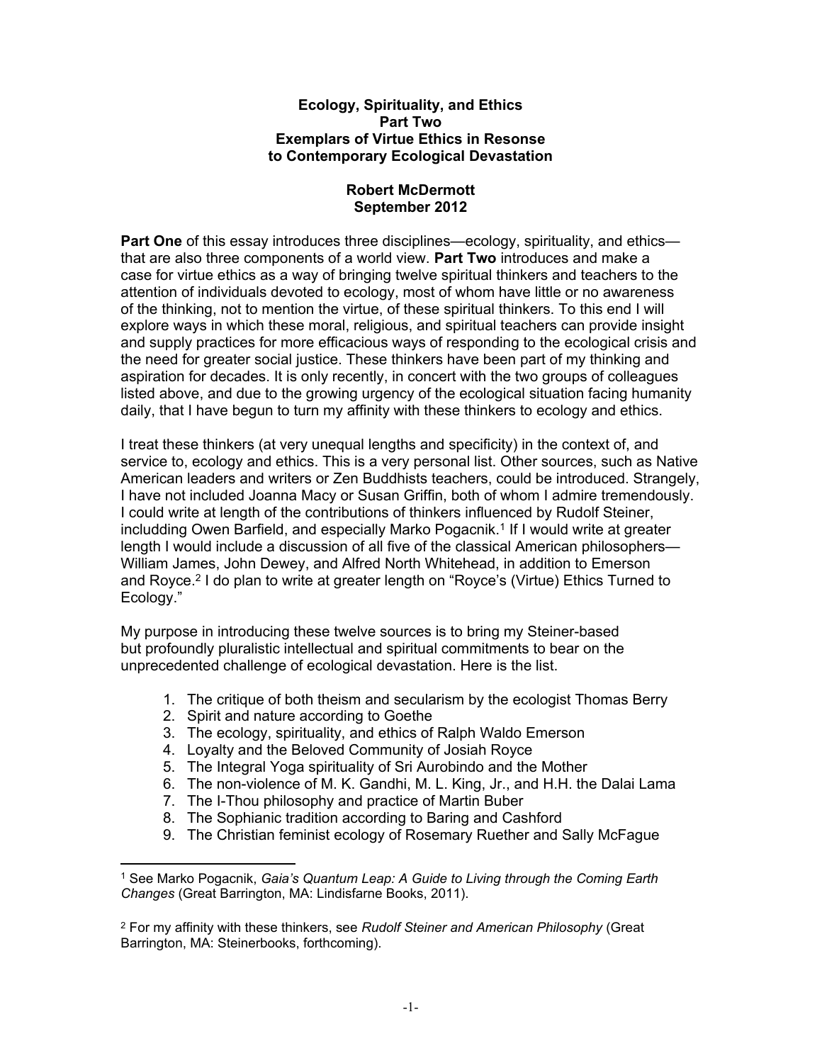**Ecology, Spirituality, and Ethics**
**Part Two**
**Exemplars of Virtue Ethics in Resonse**
**to Contemporary Ecological Devastation**

**Robert McDermott**
**September 2012**

**Part One** of this essay introduces three disciplines—ecology, spirituality, and ethics—that are also three components of a world view. **Part Two** introduces and make a case for virtue ethics as a way of bringing twelve spiritual thinkers and teachers to the attention of individuals devoted to ecology, most of whom have little or no awareness of the thinking, not to mention the virtue, of these spiritual thinkers. To this end I will explore ways in which these moral, religious, and spiritual teachers can provide insight and supply practices for more efficacious ways of responding to the ecological crisis and the need for greater social justice. These thinkers have been part of my thinking and aspiration for decades. It is only recently, in concert with the two groups of colleagues listed above, and due to the growing urgency of the ecological situation facing humanity daily, that I have begun to turn my affinity with these thinkers to ecology and ethics.

I treat these thinkers (at very unequal lengths and specificity) in the context of, and service to, ecology and ethics. This is a very personal list. Other sources, such as Native American leaders and writers or Zen Buddhists teachers, could be introduced. Strangely, I have not included Joanna Macy or Susan Griffin, both of whom I admire tremendously. I could write at length of the contributions of thinkers influenced by Rudolf Steiner, includding Owen Barfield, and especially Marko Pogacnik.[1] If I would write at greater length I would include a discussion of all five of the classical American philosophers—William James, John Dewey, and Alfred North Whitehead, in addition to Emerson and Royce.[2] I do plan to write at greater length on "Royce's (Virtue) Ethics Turned to Ecology."

My purpose in introducing these twelve sources is to bring my Steiner-based but profoundly pluralistic intellectual and spiritual commitments to bear on the unprecedented challenge of ecological devastation. Here is the list.

1. The critique of both theism and secularism by the ecologist Thomas Berry
2. Spirit and nature according to Goethe
3. The ecology, spirituality, and ethics of Ralph Waldo Emerson
4. Loyalty and the Beloved Community of Josiah Royce
5. The Integral Yoga spirituality of Sri Aurobindo and the Mother
6. The non-violence of M. K. Gandhi, M. L. King, Jr., and H.H. the Dalai Lama
7. The I-Thou philosophy and practice of Martin Buber
8. The Sophianic tradition according to Baring and Cashford
9. The Christian feminist ecology of Rosemary Ruether and Sally McFague

---

[1] See Marko Pogacnik, *Gaia's Quantum Leap: A Guide to Living through the Coming Earth Changes* (Great Barrington, MA: Lindisfarne Books, 2011).

[2] For my affinity with these thinkers, see *Rudolf Steiner and American Philosophy* (Great Barrington, MA: Steinerbooks, forthcoming).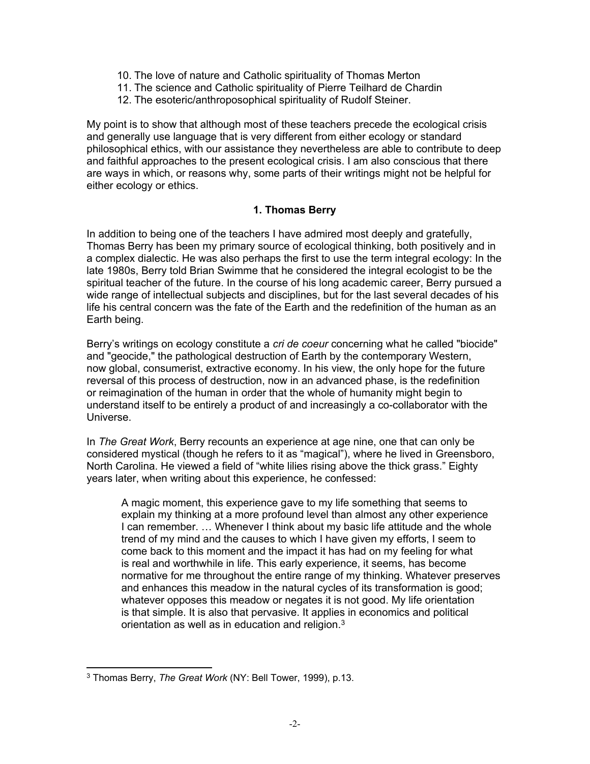10. The love of nature and Catholic spirituality of Thomas Merton
11. The science and Catholic spirituality of Pierre Teilhard de Chardin
12. The esoteric/anthroposophical spirituality of Rudolf Steiner.

My point is to show that although most of these teachers precede the ecological crisis and generally use language that is very different from either ecology or standard philosophical ethics, with our assistance they nevertheless are able to contribute to deep and faithful approaches to the present ecological crisis. I am also conscious that there are ways in which, or reasons why, some parts of their writings might not be helpful for either ecology or ethics.

### 1. Thomas Berry

In addition to being one of the teachers I have admired most deeply and gratefully, Thomas Berry has been my primary source of ecological thinking, both positively and in a complex dialectic. He was also perhaps the first to use the term integral ecology: In the late 1980s, Berry told Brian Swimme that he considered the integral ecologist to be the spiritual teacher of the future. In the course of his long academic career, Berry pursued a wide range of intellectual subjects and disciplines, but for the last several decades of his life his central concern was the fate of the Earth and the redefinition of the human as an Earth being.

Berry's writings on ecology constitute a *cri de coeur* concerning what he called "biocide" and "geocide," the pathological destruction of Earth by the contemporary Western, now global, consumerist, extractive economy. In his view, the only hope for the future reversal of this process of destruction, now in an advanced phase, is the redefinition or reimagination of the human in order that the whole of humanity might begin to understand itself to be entirely a product of and increasingly a co-collaborator with the Universe.

In *The Great Work*, Berry recounts an experience at age nine, one that can only be considered mystical (though he refers to it as "magical"), where he lived in Greensboro, North Carolina. He viewed a field of "white lilies rising above the thick grass." Eighty years later, when writing about this experience, he confessed:

> A magic moment, this experience gave to my life something that seems to explain my thinking at a more profound level than almost any other experience I can remember. … Whenever I think about my basic life attitude and the whole trend of my mind and the causes to which I have given my efforts, I seem to come back to this moment and the impact it has had on my feeling for what is real and worthwhile in life. This early experience, it seems, has become normative for me throughout the entire range of my thinking. Whatever preserves and enhances this meadow in the natural cycles of its transformation is good; whatever opposes this meadow or negates it is not good. My life orientation is that simple. It is also that pervasive. It applies in economics and political orientation as well as in education and religion.[3]

[3] Thomas Berry, *The Great Work* (NY: Bell Tower, 1999), p.13.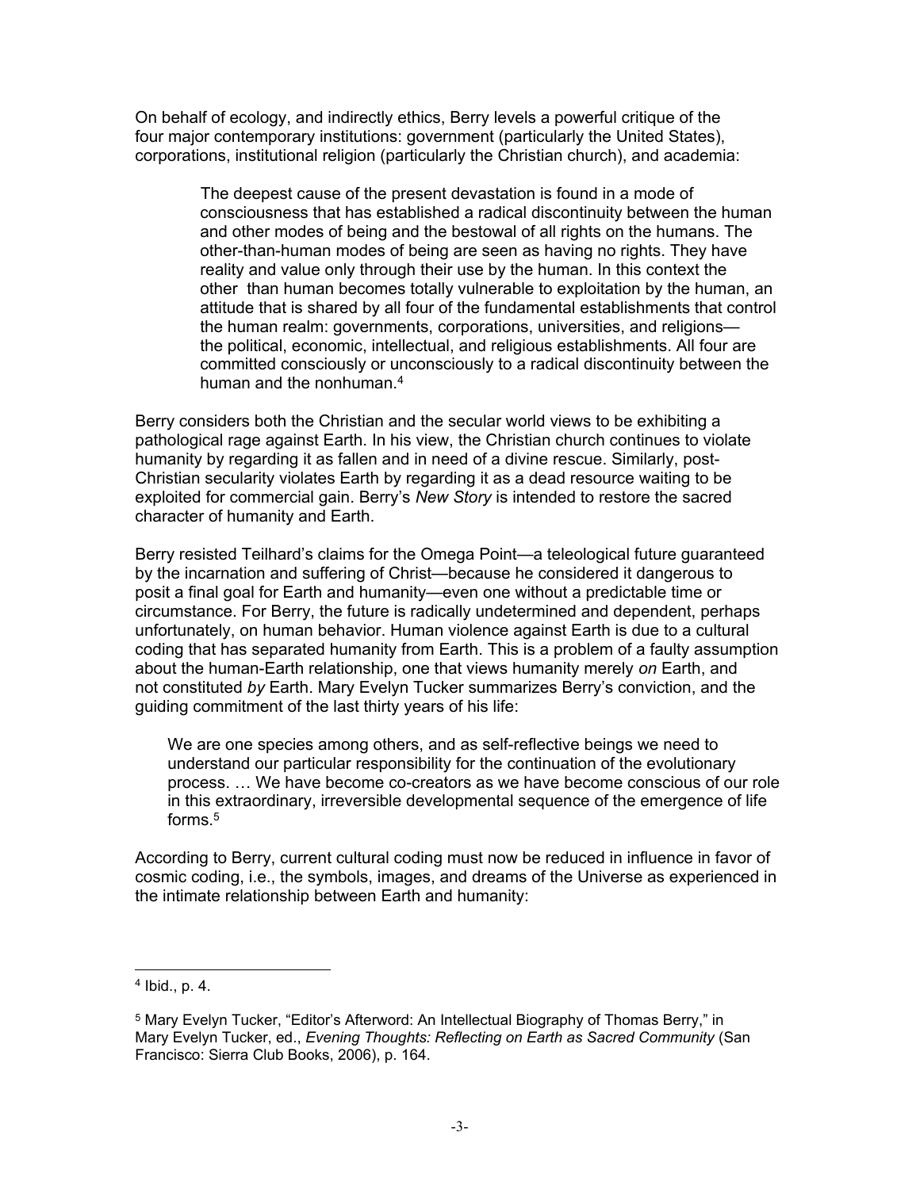On behalf of ecology, and indirectly ethics, Berry levels a powerful critique of the four major contemporary institutions: government (particularly the United States), corporations, institutional religion (particularly the Christian church), and academia:

> The deepest cause of the present devastation is found in a mode of consciousness that has established a radical discontinuity between the human and other modes of being and the bestowal of all rights on the humans. The other-than-human modes of being are seen as having no rights. They have reality and value only through their use by the human. In this context the other than human becomes totally vulnerable to exploitation by the human, an attitude that is shared by all four of the fundamental establishments that control the human realm: governments, corporations, universities, and religions—the political, economic, intellectual, and religious establishments. All four are committed consciously or unconsciously to a radical discontinuity between the human and the nonhuman.[4]

Berry considers both the Christian and the secular world views to be exhibiting a pathological rage against Earth. In his view, the Christian church continues to violate humanity by regarding it as fallen and in need of a divine rescue. Similarly, post-Christian secularity violates Earth by regarding it as a dead resource waiting to be exploited for commercial gain. Berry's *New Story* is intended to restore the sacred character of humanity and Earth.

Berry resisted Teilhard's claims for the Omega Point—a teleological future guaranteed by the incarnation and suffering of Christ—because he considered it dangerous to posit a final goal for Earth and humanity—even one without a predictable time or circumstance. For Berry, the future is radically undetermined and dependent, perhaps unfortunately, on human behavior. Human violence against Earth is due to a cultural coding that has separated humanity from Earth. This is a problem of a faulty assumption about the human-Earth relationship, one that views humanity merely *on* Earth, and not constituted *by* Earth. Mary Evelyn Tucker summarizes Berry's conviction, and the guiding commitment of the last thirty years of his life:

> We are one species among others, and as self-reflective beings we need to understand our particular responsibility for the continuation of the evolutionary process. … We have become co-creators as we have become conscious of our role in this extraordinary, irreversible developmental sequence of the emergence of life forms.[5]

According to Berry, current cultural coding must now be reduced in influence in favor of cosmic coding, i.e., the symbols, images, and dreams of the Universe as experienced in the intimate relationship between Earth and humanity:

---

[4] Ibid., p. 4.

[5] Mary Evelyn Tucker, "Editor's Afterword: An Intellectual Biography of Thomas Berry," in Mary Evelyn Tucker, ed., *Evening Thoughts: Reflecting on Earth as Sacred Community* (San Francisco: Sierra Club Books, 2006), p. 164.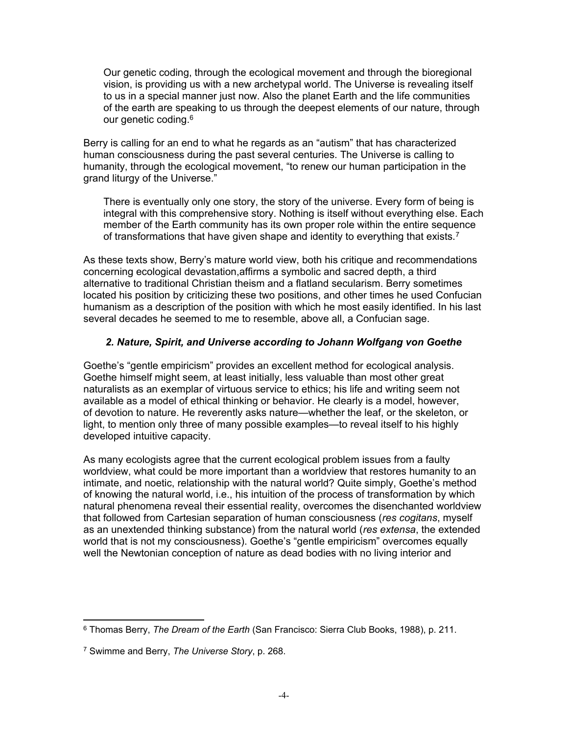> Our genetic coding, through the ecological movement and through the bioregional vision, is providing us with a new archetypal world. The Universe is revealing itself to us in a special manner just now. Also the planet Earth and the life communities of the earth are speaking to us through the deepest elements of our nature, through our genetic coding.[6]

Berry is calling for an end to what he regards as an "autism" that has characterized human consciousness during the past several centuries. The Universe is calling to humanity, through the ecological movement, "to renew our human participation in the grand liturgy of the Universe."

> There is eventually only one story, the story of the universe. Every form of being is integral with this comprehensive story. Nothing is itself without everything else. Each member of the Earth community has its own proper role within the entire sequence of transformations that have given shape and identity to everything that exists.[7]

As these texts show, Berry's mature world view, both his critique and recommendations concerning ecological devastation,affirms a symbolic and sacred depth, a third alternative to traditional Christian theism and a flatland secularism. Berry sometimes located his position by criticizing these two positions, and other times he used Confucian humanism as a description of the position with which he most easily identified. In his last several decades he seemed to me to resemble, above all, a Confucian sage.

### *2. Nature, Spirit, and Universe according to Johann Wolfgang von Goethe*

Goethe's "gentle empiricism" provides an excellent method for ecological analysis. Goethe himself might seem, at least initially, less valuable than most other great naturalists as an exemplar of virtuous service to ethics; his life and writing seem not available as a model of ethical thinking or behavior. He clearly is a model, however, of devotion to nature. He reverently asks nature—whether the leaf, or the skeleton, or light, to mention only three of many possible examples—to reveal itself to his highly developed intuitive capacity.

As many ecologists agree that the current ecological problem issues from a faulty worldview, what could be more important than a worldview that restores humanity to an intimate, and noetic, relationship with the natural world? Quite simply, Goethe's method of knowing the natural world, i.e., his intuition of the process of transformation by which natural phenomena reveal their essential reality, overcomes the disenchanted worldview that followed from Cartesian separation of human consciousness (*res cogitans*, myself as an unextended thinking substance) from the natural world (*res extensa*, the extended world that is not my consciousness). Goethe's "gentle empiricism" overcomes equally well the Newtonian conception of nature as dead bodies with no living interior and

---

[6] Thomas Berry, *The Dream of the Earth* (San Francisco: Sierra Club Books, 1988), p. 211.

[7] Swimme and Berry, *The Universe Story*, p. 268.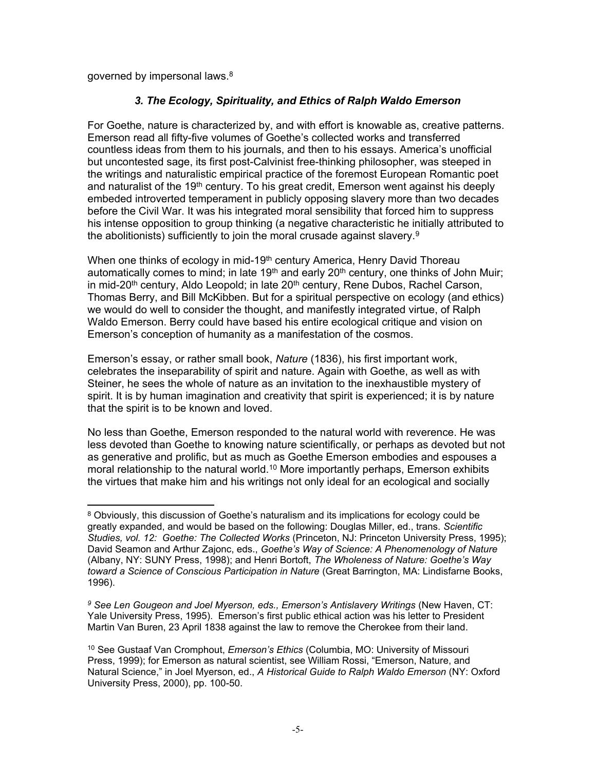governed by impersonal laws.[8]

### *3. The Ecology, Spirituality, and Ethics of Ralph Waldo Emerson*

For Goethe, nature is characterized by, and with effort is knowable as, creative patterns. Emerson read all fifty-five volumes of Goethe's collected works and transferred countless ideas from them to his journals, and then to his essays. America's unofficial but uncontested sage, its first post-Calvinist free-thinking philosopher, was steeped in the writings and naturalistic empirical practice of the foremost European Romantic poet and naturalist of the 19th century. To his great credit, Emerson went against his deeply embeded introverted temperament in publicly opposing slavery more than two decades before the Civil War. It was his integrated moral sensibility that forced him to suppress his intense opposition to group thinking (a negative characteristic he initially attributed to the abolitionists) sufficiently to join the moral crusade against slavery.[9]

When one thinks of ecology in mid-19th century America, Henry David Thoreau automatically comes to mind; in late 19th and early 20th century, one thinks of John Muir; in mid-20th century, Aldo Leopold; in late 20th century, Rene Dubos, Rachel Carson, Thomas Berry, and Bill McKibben. But for a spiritual perspective on ecology (and ethics) we would do well to consider the thought, and manifestly integrated virtue, of Ralph Waldo Emerson. Berry could have based his entire ecological critique and vision on Emerson's conception of humanity as a manifestation of the cosmos.

Emerson's essay, or rather small book, *Nature* (1836), his first important work, celebrates the inseparability of spirit and nature. Again with Goethe, as well as with Steiner, he sees the whole of nature as an invitation to the inexhaustible mystery of spirit. It is by human imagination and creativity that spirit is experienced; it is by nature that the spirit is to be known and loved.

No less than Goethe, Emerson responded to the natural world with reverence. He was less devoted than Goethe to knowing nature scientifically, or perhaps as devoted but not as generative and prolific, but as much as Goethe Emerson embodies and espouses a moral relationship to the natural world.[10] More importantly perhaps, Emerson exhibits the virtues that make him and his writings not only ideal for an ecological and socially

---

[8] Obviously, this discussion of Goethe's naturalism and its implications for ecology could be greatly expanded, and would be based on the following: Douglas Miller, ed., trans. *Scientific Studies, vol. 12: Goethe: The Collected Works* (Princeton, NJ: Princeton University Press, 1995); David Seamon and Arthur Zajonc, eds., *Goethe's Way of Science: A Phenomenology of Nature* (Albany, NY: SUNY Press, 1998); and Henri Bortoft, *The Wholeness of Nature: Goethe's Way toward a Science of Conscious Participation in Nature* (Great Barrington, MA: Lindisfarne Books, 1996).

[9] *See Len Gougeon and Joel Myerson, eds., Emerson's Antislavery Writings* (New Haven, CT: Yale University Press, 1995). Emerson's first public ethical action was his letter to President Martin Van Buren, 23 April 1838 against the law to remove the Cherokee from their land.

[10] See Gustaaf Van Cromphout, *Emerson's Ethics* (Columbia, MO: University of Missouri Press, 1999); for Emerson as natural scientist, see William Rossi, "Emerson, Nature, and Natural Science," in Joel Myerson, ed., *A Historical Guide to Ralph Waldo Emerson* (NY: Oxford University Press, 2000), pp. 100-50.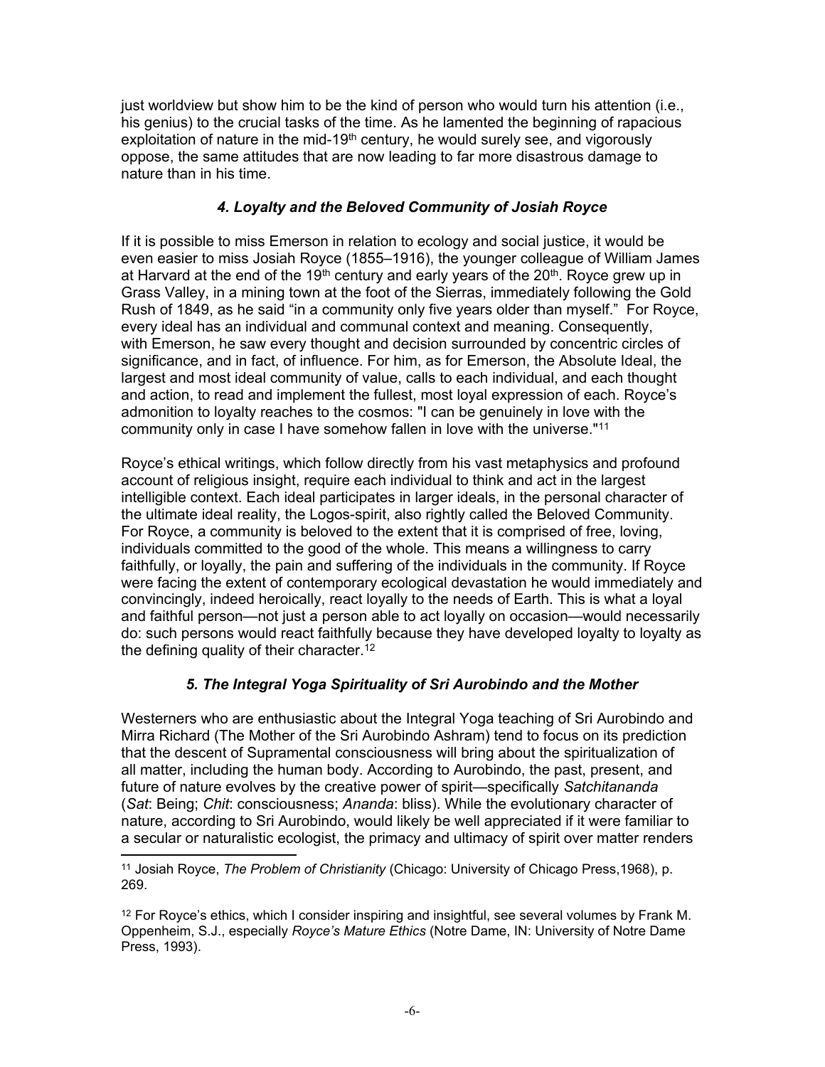just worldview but show him to be the kind of person who would turn his attention (i.e., his genius) to the crucial tasks of the time. As he lamented the beginning of rapacious exploitation of nature in the mid-19th century, he would surely see, and vigorously oppose, the same attitudes that are now leading to far more disastrous damage to nature than in his time.

### *4. Loyalty and the Beloved Community of Josiah Royce*

If it is possible to miss Emerson in relation to ecology and social justice, it would be even easier to miss Josiah Royce (1855–1916), the younger colleague of William James at Harvard at the end of the 19th century and early years of the 20th. Royce grew up in Grass Valley, in a mining town at the foot of the Sierras, immediately following the Gold Rush of 1849, as he said "in a community only five years older than myself." For Royce, every ideal has an individual and communal context and meaning. Consequently, with Emerson, he saw every thought and decision surrounded by concentric circles of significance, and in fact, of influence. For him, as for Emerson, the Absolute Ideal, the largest and most ideal community of value, calls to each individual, and each thought and action, to read and implement the fullest, most loyal expression of each. Royce's admonition to loyalty reaches to the cosmos: "I can be genuinely in love with the community only in case I have somehow fallen in love with the universe."[11]

Royce's ethical writings, which follow directly from his vast metaphysics and profound account of religious insight, require each individual to think and act in the largest intelligible context. Each ideal participates in larger ideals, in the personal character of the ultimate ideal reality, the Logos-spirit, also rightly called the Beloved Community. For Royce, a community is beloved to the extent that it is comprised of free, loving, individuals committed to the good of the whole. This means a willingness to carry faithfully, or loyally, the pain and suffering of the individuals in the community. If Royce were facing the extent of contemporary ecological devastation he would immediately and convincingly, indeed heroically, react loyally to the needs of Earth. This is what a loyal and faithful person—not just a person able to act loyally on occasion—would necessarily do: such persons would react faithfully because they have developed loyalty to loyalty as the defining quality of their character.[12]

### *5. The Integral Yoga Spirituality of Sri Aurobindo and the Mother*

Westerners who are enthusiastic about the Integral Yoga teaching of Sri Aurobindo and Mirra Richard (The Mother of the Sri Aurobindo Ashram) tend to focus on its prediction that the descent of Supramental consciousness will bring about the spiritualization of all matter, including the human body. According to Aurobindo, the past, present, and future of nature evolves by the creative power of spirit—specifically *Satchitananda* (*Sat*: Being; *Chit*: consciousness; *Ananda*: bliss). While the evolutionary character of nature, according to Sri Aurobindo, would likely be well appreciated if it were familiar to a secular or naturalistic ecologist, the primacy and ultimacy of spirit over matter renders

---

[11] Josiah Royce, *The Problem of Christianity* (Chicago: University of Chicago Press,1968), p. 269.

[12] For Royce's ethics, which I consider inspiring and insightful, see several volumes by Frank M. Oppenheim, S.J., especially *Royce's Mature Ethics* (Notre Dame, IN: University of Notre Dame Press, 1993).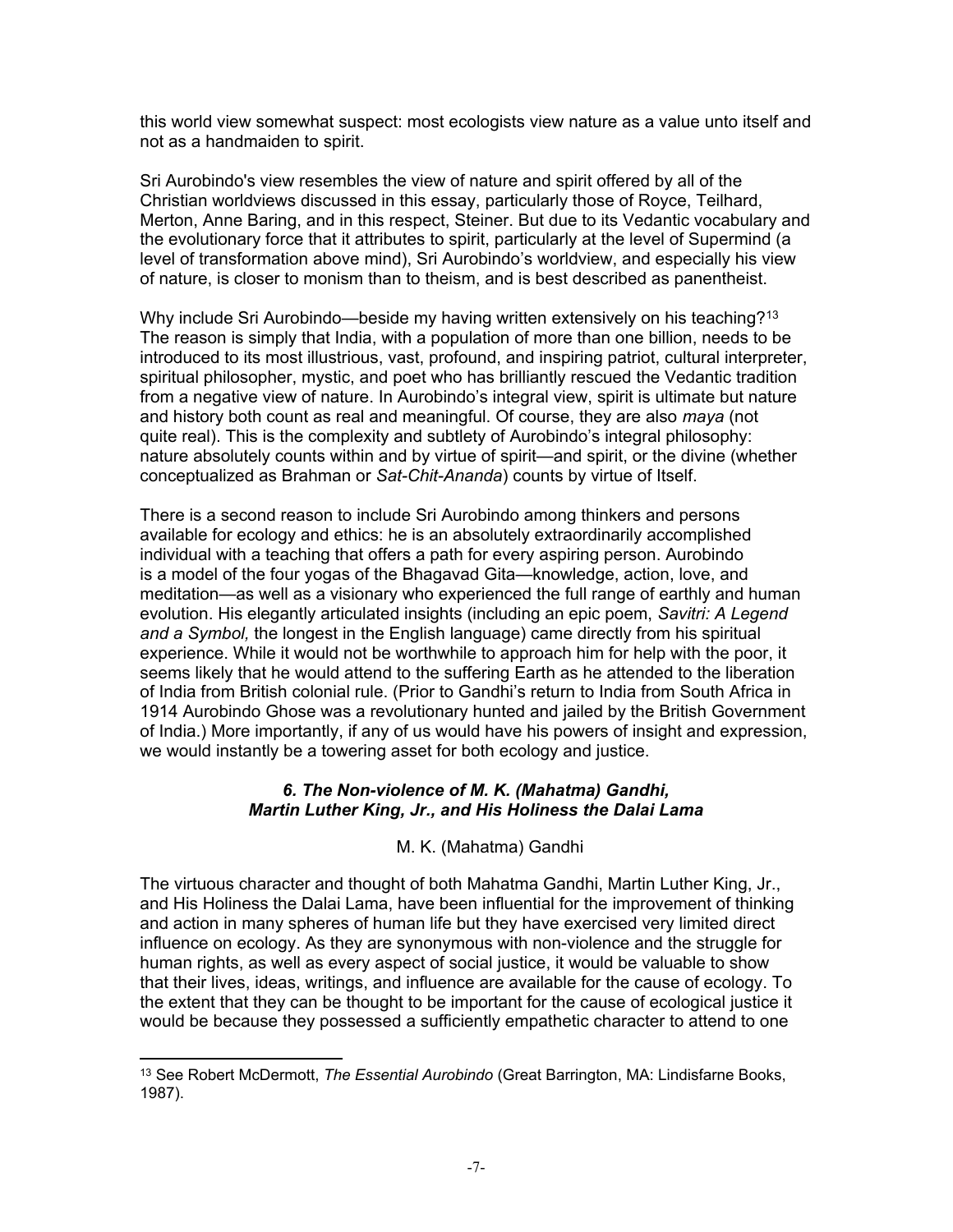this world view somewhat suspect: most ecologists view nature as a value unto itself and not as a handmaiden to spirit.

Sri Aurobindo's view resembles the view of nature and spirit offered by all of the Christian worldviews discussed in this essay, particularly those of Royce, Teilhard, Merton, Anne Baring, and in this respect, Steiner. But due to its Vedantic vocabulary and the evolutionary force that it attributes to spirit, particularly at the level of Supermind (a level of transformation above mind), Sri Aurobindo's worldview, and especially his view of nature, is closer to monism than to theism, and is best described as panentheist.

Why include Sri Aurobindo—beside my having written extensively on his teaching?[13] The reason is simply that India, with a population of more than one billion, needs to be introduced to its most illustrious, vast, profound, and inspiring patriot, cultural interpreter, spiritual philosopher, mystic, and poet who has brilliantly rescued the Vedantic tradition from a negative view of nature. In Aurobindo's integral view, spirit is ultimate but nature and history both count as real and meaningful. Of course, they are also *maya* (not quite real). This is the complexity and subtlety of Aurobindo's integral philosophy: nature absolutely counts within and by virtue of spirit—and spirit, or the divine (whether conceptualized as Brahman or *Sat-Chit-Ananda*) counts by virtue of Itself.

There is a second reason to include Sri Aurobindo among thinkers and persons available for ecology and ethics: he is an absolutely extraordinarily accomplished individual with a teaching that offers a path for every aspiring person. Aurobindo is a model of the four yogas of the Bhagavad Gita—knowledge, action, love, and meditation—as well as a visionary who experienced the full range of earthly and human evolution. His elegantly articulated insights (including an epic poem, *Savitri: A Legend and a Symbol,* the longest in the English language) came directly from his spiritual experience. While it would not be worthwhile to approach him for help with the poor, it seems likely that he would attend to the suffering Earth as he attended to the liberation of India from British colonial rule. (Prior to Gandhi's return to India from South Africa in 1914 Aurobindo Ghose was a revolutionary hunted and jailed by the British Government of India.) More importantly, if any of us would have his powers of insight and expression, we would instantly be a towering asset for both ecology and justice.

### *6. The Non-violence of M. K. (Mahatma) Gandhi, Martin Luther King, Jr., and His Holiness the Dalai Lama*

#### M. K. (Mahatma) Gandhi

The virtuous character and thought of both Mahatma Gandhi, Martin Luther King, Jr., and His Holiness the Dalai Lama, have been influential for the improvement of thinking and action in many spheres of human life but they have exercised very limited direct influence on ecology. As they are synonymous with non-violence and the struggle for human rights, as well as every aspect of social justice, it would be valuable to show that their lives, ideas, writings, and influence are available for the cause of ecology. To the extent that they can be thought to be important for the cause of ecological justice it would be because they possessed a sufficiently empathetic character to attend to one

[13] See Robert McDermott, *The Essential Aurobindo* (Great Barrington, MA: Lindisfarne Books, 1987).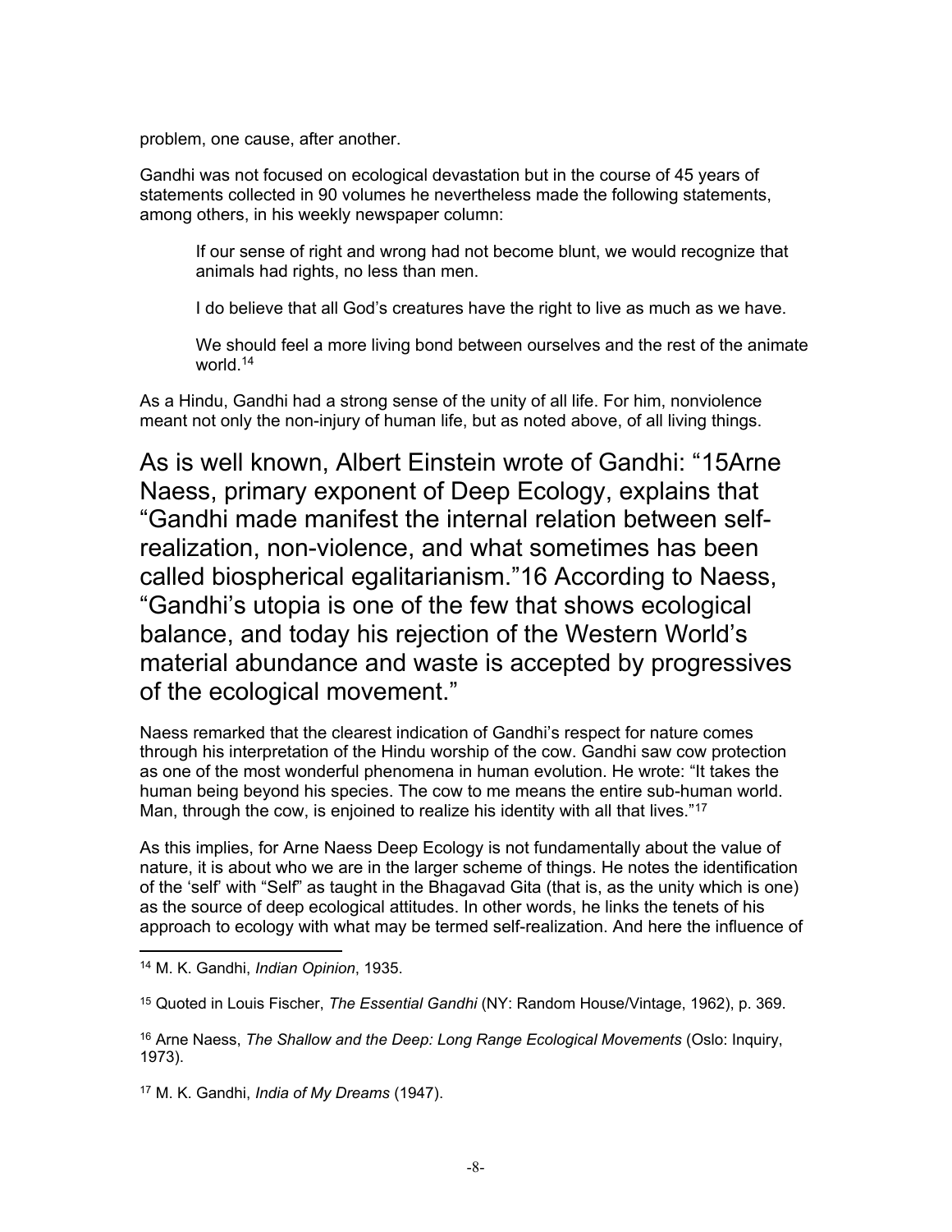problem, one cause, after another.

Gandhi was not focused on ecological devastation but in the course of 45 years of statements collected in 90 volumes he nevertheless made the following statements, among others, in his weekly newspaper column:

> If our sense of right and wrong had not become blunt, we would recognize that animals had rights, no less than men.
>
> I do believe that all God's creatures have the right to live as much as we have.
>
> We should feel a more living bond between ourselves and the rest of the animate world.[14]

As a Hindu, Gandhi had a strong sense of the unity of all life. For him, nonviolence meant not only the non-injury of human life, but as noted above, of all living things.

As is well known, Albert Einstein wrote of Gandhi: "15Arne Naess, primary exponent of Deep Ecology, explains that "Gandhi made manifest the internal relation between self-realization, non-violence, and what sometimes has been called biospherical egalitarianism."16 According to Naess, "Gandhi's utopia is one of the few that shows ecological balance, and today his rejection of the Western World's material abundance and waste is accepted by progressives of the ecological movement."

Naess remarked that the clearest indication of Gandhi's respect for nature comes through his interpretation of the Hindu worship of the cow. Gandhi saw cow protection as one of the most wonderful phenomena in human evolution. He wrote: "It takes the human being beyond his species. The cow to me means the entire sub-human world. Man, through the cow, is enjoined to realize his identity with all that lives."[17]

As this implies, for Arne Naess Deep Ecology is not fundamentally about the value of nature, it is about who we are in the larger scheme of things. He notes the identification of the 'self' with "Self" as taught in the Bhagavad Gita (that is, as the unity which is one) as the source of deep ecological attitudes. In other words, he links the tenets of his approach to ecology with what may be termed self-realization. And here the influence of

---

[14] M. K. Gandhi, *Indian Opinion*, 1935.

[15] Quoted in Louis Fischer, *The Essential Gandhi* (NY: Random House/Vintage, 1962), p. 369.

[16] Arne Naess, *The Shallow and the Deep: Long Range Ecological Movements* (Oslo: Inquiry, 1973).

[17] M. K. Gandhi, *India of My Dreams* (1947).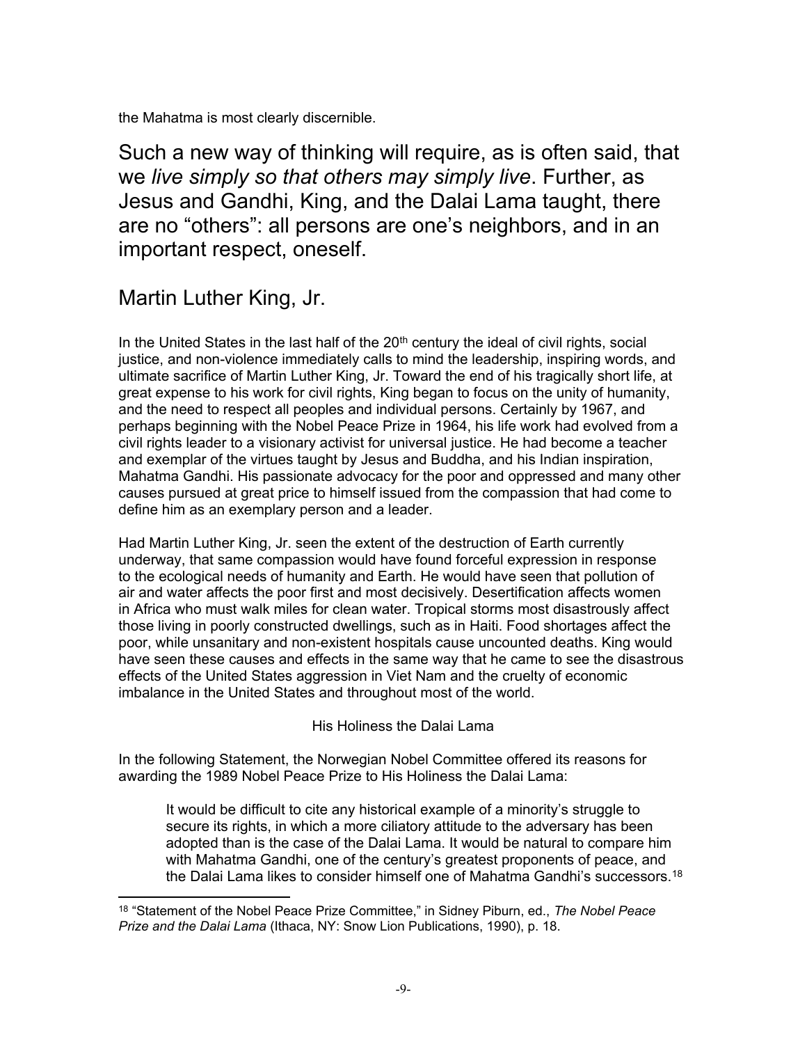the Mahatma is most clearly discernible.

Such a new way of thinking will require, as is often said, that we *live simply so that others may simply live*. Further, as Jesus and Gandhi, King, and the Dalai Lama taught, there are no "others": all persons are one's neighbors, and in an important respect, oneself.

## Martin Luther King, Jr.

In the United States in the last half of the 20th century the ideal of civil rights, social justice, and non-violence immediately calls to mind the leadership, inspiring words, and ultimate sacrifice of Martin Luther King, Jr. Toward the end of his tragically short life, at great expense to his work for civil rights, King began to focus on the unity of humanity, and the need to respect all peoples and individual persons. Certainly by 1967, and perhaps beginning with the Nobel Peace Prize in 1964, his life work had evolved from a civil rights leader to a visionary activist for universal justice. He had become a teacher and exemplar of the virtues taught by Jesus and Buddha, and his Indian inspiration, Mahatma Gandhi. His passionate advocacy for the poor and oppressed and many other causes pursued at great price to himself issued from the compassion that had come to define him as an exemplary person and a leader.

Had Martin Luther King, Jr. seen the extent of the destruction of Earth currently underway, that same compassion would have found forceful expression in response to the ecological needs of humanity and Earth. He would have seen that pollution of air and water affects the poor first and most decisively. Desertification affects women in Africa who must walk miles for clean water. Tropical storms most disastrously affect those living in poorly constructed dwellings, such as in Haiti. Food shortages affect the poor, while unsanitary and non-existent hospitals cause uncounted deaths. King would have seen these causes and effects in the same way that he came to see the disastrous effects of the United States aggression in Viet Nam and the cruelty of economic imbalance in the United States and throughout most of the world.

### His Holiness the Dalai Lama

In the following Statement, the Norwegian Nobel Committee offered its reasons for awarding the 1989 Nobel Peace Prize to His Holiness the Dalai Lama:

> It would be difficult to cite any historical example of a minority's struggle to secure its rights, in which a more ciliatory attitude to the adversary has been adopted than is the case of the Dalai Lama. It would be natural to compare him with Mahatma Gandhi, one of the century's greatest proponents of peace, and the Dalai Lama likes to consider himself one of Mahatma Gandhi's successors.[18]

[18] "Statement of the Nobel Peace Prize Committee," in Sidney Piburn, ed., *The Nobel Peace Prize and the Dalai Lama* (Ithaca, NY: Snow Lion Publications, 1990), p. 18.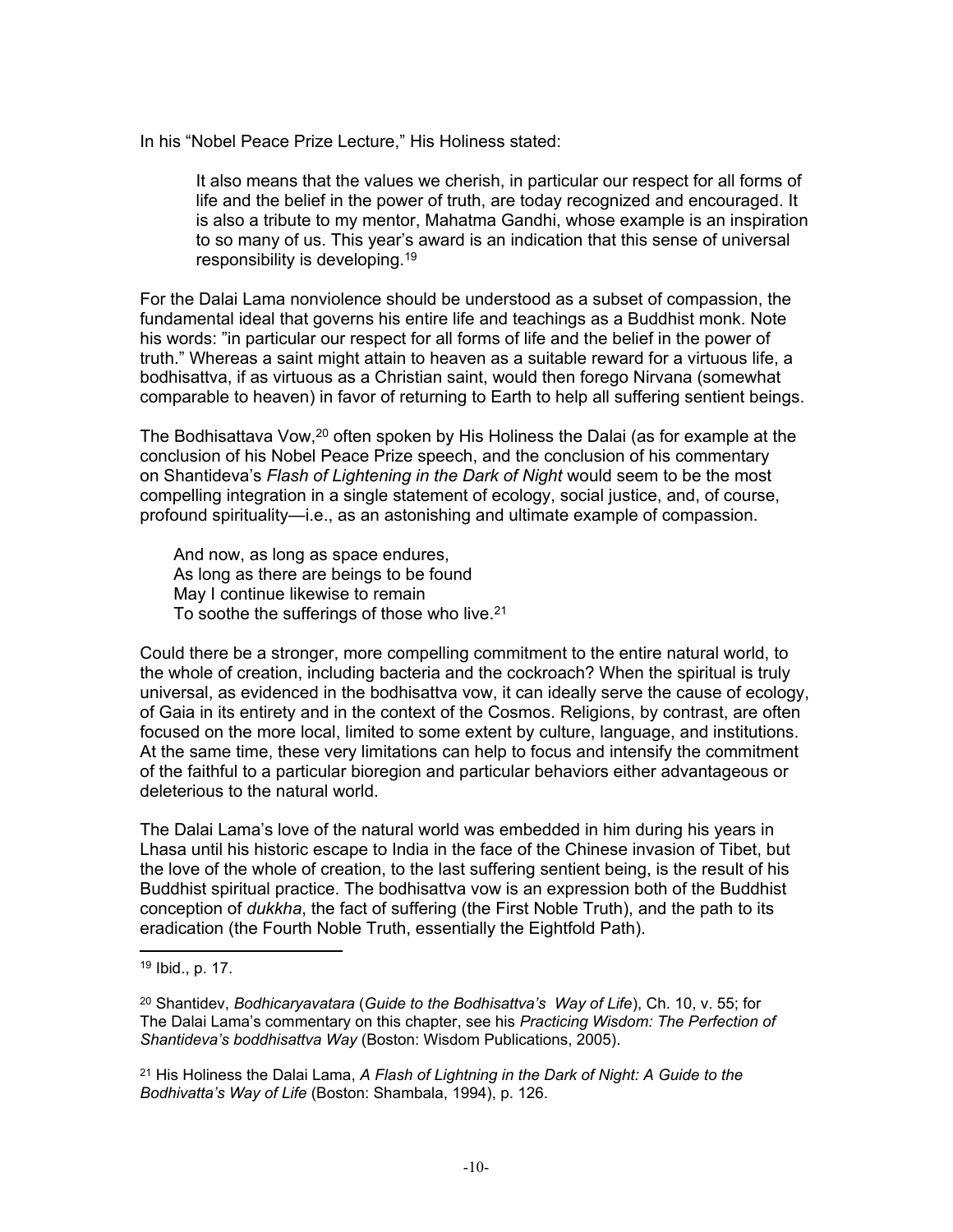In his "Nobel Peace Prize Lecture," His Holiness stated:

> It also means that the values we cherish, in particular our respect for all forms of life and the belief in the power of truth, are today recognized and encouraged. It is also a tribute to my mentor, Mahatma Gandhi, whose example is an inspiration to so many of us. This year's award is an indication that this sense of universal responsibility is developing.[19]

For the Dalai Lama nonviolence should be understood as a subset of compassion, the fundamental ideal that governs his entire life and teachings as a Buddhist monk. Note his words: "in particular our respect for all forms of life and the belief in the power of truth." Whereas a saint might attain to heaven as a suitable reward for a virtuous life, a bodhisattva, if as virtuous as a Christian saint, would then forego Nirvana (somewhat comparable to heaven) in favor of returning to Earth to help all suffering sentient beings.

The Bodhisattava Vow,[20] often spoken by His Holiness the Dalai (as for example at the conclusion of his Nobel Peace Prize speech, and the conclusion of his commentary on Shantideva's *Flash of Lightening in the Dark of Night* would seem to be the most compelling integration in a single statement of ecology, social justice, and, of course, profound spirituality—i.e., as an astonishing and ultimate example of compassion.

> And now, as long as space endures,
> As long as there are beings to be found
> May I continue likewise to remain
> To soothe the sufferings of those who live.[21]

Could there be a stronger, more compelling commitment to the entire natural world, to the whole of creation, including bacteria and the cockroach? When the spiritual is truly universal, as evidenced in the bodhisattva vow, it can ideally serve the cause of ecology, of Gaia in its entirety and in the context of the Cosmos. Religions, by contrast, are often focused on the more local, limited to some extent by culture, language, and institutions. At the same time, these very limitations can help to focus and intensify the commitment of the faithful to a particular bioregion and particular behaviors either advantageous or deleterious to the natural world.

The Dalai Lama's love of the natural world was embedded in him during his years in Lhasa until his historic escape to India in the face of the Chinese invasion of Tibet, but the love of the whole of creation, to the last suffering sentient being, is the result of his Buddhist spiritual practice. The bodhisattva vow is an expression both of the Buddhist conception of *dukkha*, the fact of suffering (the First Noble Truth), and the path to its eradication (the Fourth Noble Truth, essentially the Eightfold Path).

---

[19] Ibid., p. 17.

[20] Shantidev, *Bodhicaryavatara* (*Guide to the Bodhisattva's Way of Life*), Ch. 10, v. 55; for The Dalai Lama's commentary on this chapter, see his *Practicing Wisdom: The Perfection of Shantideva's boddhisattva Way* (Boston: Wisdom Publications, 2005).

[21] His Holiness the Dalai Lama, *A Flash of Lightning in the Dark of Night: A Guide to the Bodhivatta's Way of Life* (Boston: Shambala, 1994), p. 126.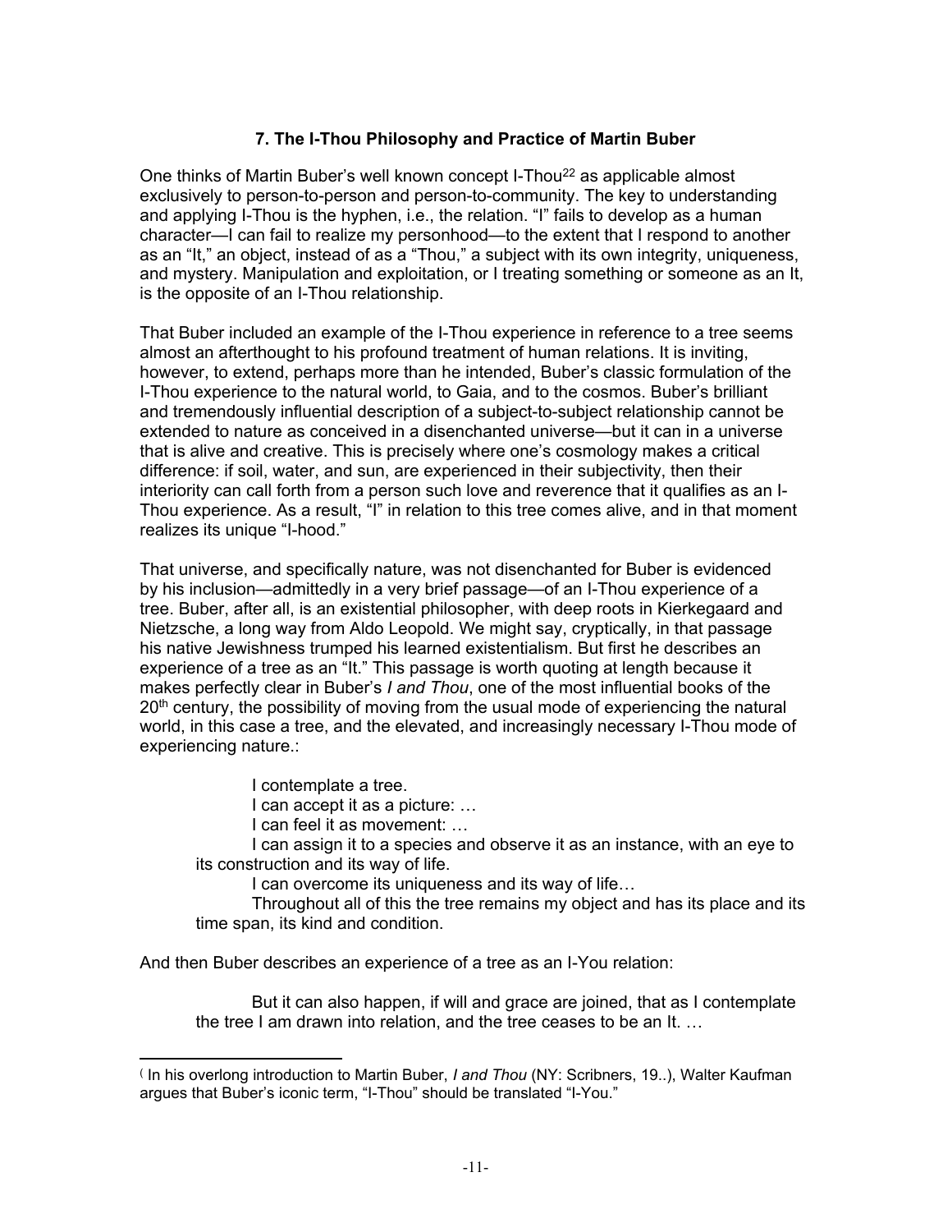### 7. The I-Thou Philosophy and Practice of Martin Buber

One thinks of Martin Buber's well known concept I-Thou[22] as applicable almost exclusively to person-to-person and person-to-community. The key to understanding and applying I-Thou is the hyphen, i.e., the relation. "I" fails to develop as a human character—I can fail to realize my personhood—to the extent that I respond to another as an "It," an object, instead of as a "Thou," a subject with its own integrity, uniqueness, and mystery. Manipulation and exploitation, or I treating something or someone as an It, is the opposite of an I-Thou relationship.

That Buber included an example of the I-Thou experience in reference to a tree seems almost an afterthought to his profound treatment of human relations. It is inviting, however, to extend, perhaps more than he intended, Buber's classic formulation of the I-Thou experience to the natural world, to Gaia, and to the cosmos. Buber's brilliant and tremendously influential description of a subject-to-subject relationship cannot be extended to nature as conceived in a disenchanted universe—but it can in a universe that is alive and creative. This is precisely where one's cosmology makes a critical difference: if soil, water, and sun, are experienced in their subjectivity, then their interiority can call forth from a person such love and reverence that it qualifies as an I-Thou experience. As a result, "I" in relation to this tree comes alive, and in that moment realizes its unique "I-hood."

That universe, and specifically nature, was not disenchanted for Buber is evidenced by his inclusion—admittedly in a very brief passage—of an I-Thou experience of a tree. Buber, after all, is an existential philosopher, with deep roots in Kierkegaard and Nietzsche, a long way from Aldo Leopold. We might say, cryptically, in that passage his native Jewishness trumped his learned existentialism. But first he describes an experience of a tree as an "It." This passage is worth quoting at length because it makes perfectly clear in Buber's *I and Thou*, one of the most influential books of the 20th century, the possibility of moving from the usual mode of experiencing the natural world, in this case a tree, and the elevated, and increasingly necessary I-Thou mode of experiencing nature.:

> I contemplate a tree.
>
> I can accept it as a picture: …
>
> I can feel it as movement: …
>
> I can assign it to a species and observe it as an instance, with an eye to its construction and its way of life.
>
> I can overcome its uniqueness and its way of life…
>
> Throughout all of this the tree remains my object and has its place and its time span, its kind and condition.

And then Buber describes an experience of a tree as an I-You relation:

> But it can also happen, if will and grace are joined, that as I contemplate the tree I am drawn into relation, and the tree ceases to be an It. …

---

( In his overlong introduction to Martin Buber, *I and Thou* (NY: Scribners, 19..), Walter Kaufman argues that Buber's iconic term, "I-Thou" should be translated "I-You."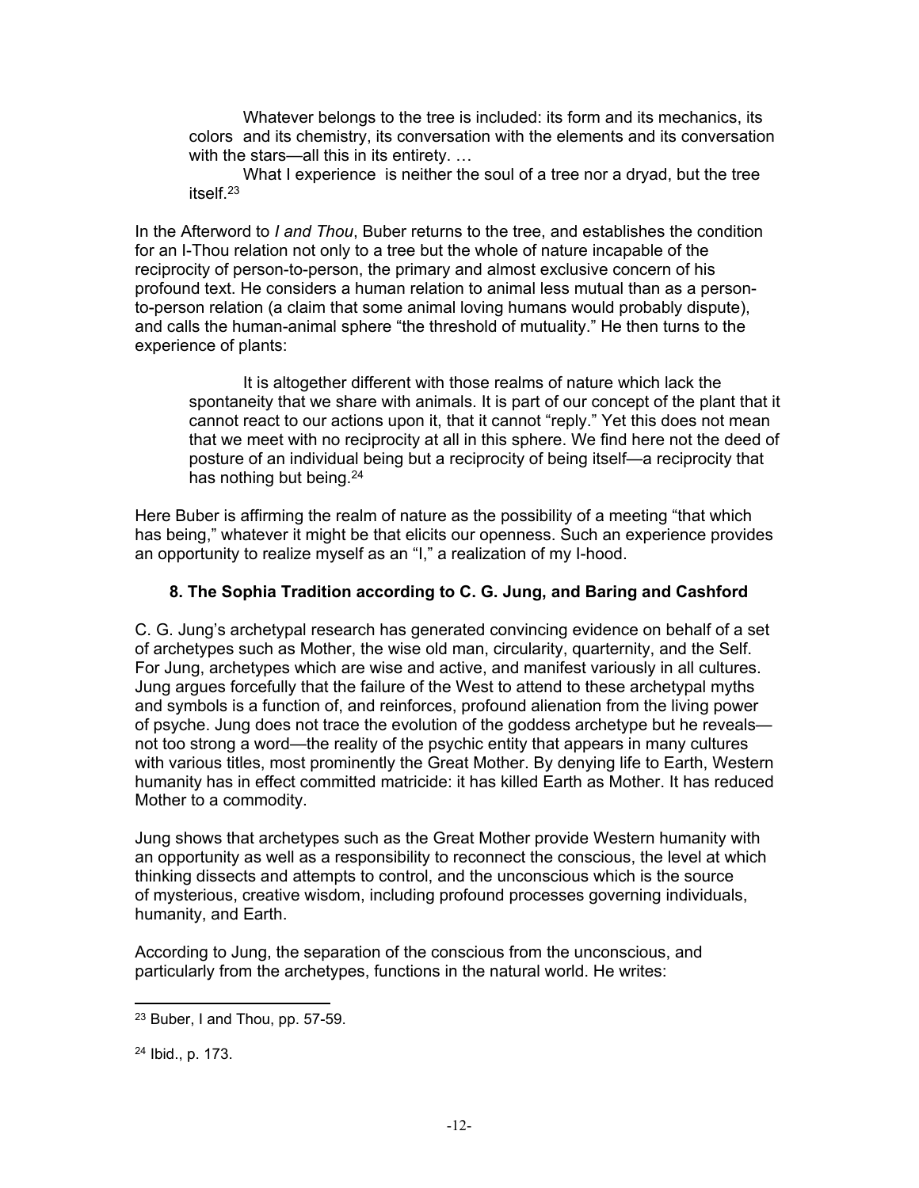> Whatever belongs to the tree is included: its form and its mechanics, its colors and its chemistry, its conversation with the elements and its conversation with the stars—all this in its entirety. …
>
> What I experience is neither the soul of a tree nor a dryad, but the tree itself.[23]

In the Afterword to *I and Thou*, Buber returns to the tree, and establishes the condition for an I-Thou relation not only to a tree but the whole of nature incapable of the reciprocity of person-to-person, the primary and almost exclusive concern of his profound text. He considers a human relation to animal less mutual than as a person-to-person relation (a claim that some animal loving humans would probably dispute), and calls the human-animal sphere "the threshold of mutuality." He then turns to the experience of plants:

> It is altogether different with those realms of nature which lack the spontaneity that we share with animals. It is part of our concept of the plant that it cannot react to our actions upon it, that it cannot "reply." Yet this does not mean that we meet with no reciprocity at all in this sphere. We find here not the deed of posture of an individual being but a reciprocity of being itself—a reciprocity that has nothing but being.[24]

Here Buber is affirming the realm of nature as the possibility of a meeting "that which has being," whatever it might be that elicits our openness. Such an experience provides an opportunity to realize myself as an "I," a realization of my I-hood.

### 8. The Sophia Tradition according to C. G. Jung, and Baring and Cashford

C. G. Jung's archetypal research has generated convincing evidence on behalf of a set of archetypes such as Mother, the wise old man, circularity, quarternity, and the Self. For Jung, archetypes which are wise and active, and manifest variously in all cultures. Jung argues forcefully that the failure of the West to attend to these archetypal myths and symbols is a function of, and reinforces, profound alienation from the living power of psyche. Jung does not trace the evolution of the goddess archetype but he reveals—not too strong a word—the reality of the psychic entity that appears in many cultures with various titles, most prominently the Great Mother. By denying life to Earth, Western humanity has in effect committed matricide: it has killed Earth as Mother. It has reduced Mother to a commodity.

Jung shows that archetypes such as the Great Mother provide Western humanity with an opportunity as well as a responsibility to reconnect the conscious, the level at which thinking dissects and attempts to control, and the unconscious which is the source of mysterious, creative wisdom, including profound processes governing individuals, humanity, and Earth.

According to Jung, the separation of the conscious from the unconscious, and particularly from the archetypes, functions in the natural world. He writes:

---

[23] Buber, I and Thou, pp. 57-59.

[24] Ibid., p. 173.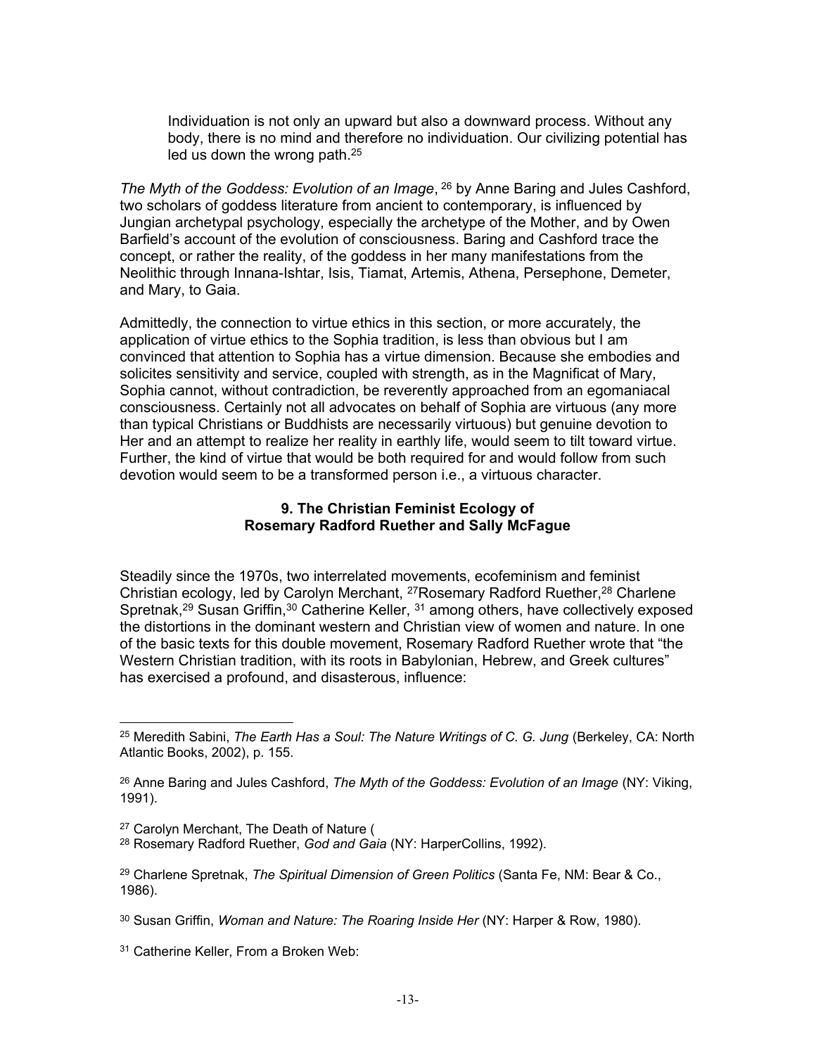> Individuation is not only an upward but also a downward process. Without any body, there is no mind and therefore no individuation. Our civilizing potential has led us down the wrong path.[25]

*The Myth of the Goddess: Evolution of an Image*, [26] by Anne Baring and Jules Cashford, two scholars of goddess literature from ancient to contemporary, is influenced by Jungian archetypal psychology, especially the archetype of the Mother, and by Owen Barfield's account of the evolution of consciousness. Baring and Cashford trace the concept, or rather the reality, of the goddess in her many manifestations from the Neolithic through Innana-Ishtar, Isis, Tiamat, Artemis, Athena, Persephone, Demeter, and Mary, to Gaia.

Admittedly, the connection to virtue ethics in this section, or more accurately, the application of virtue ethics to the Sophia tradition, is less than obvious but I am convinced that attention to Sophia has a virtue dimension. Because she embodies and solicites sensitivity and service, coupled with strength, as in the Magnificat of Mary, Sophia cannot, without contradiction, be reverently approached from an egomaniacal consciousness. Certainly not all advocates on behalf of Sophia are virtuous (any more than typical Christians or Buddhists are necessarily virtuous) but genuine devotion to Her and an attempt to realize her reality in earthly life, would seem to tilt toward virtue. Further, the kind of virtue that would be both required for and would follow from such devotion would seem to be a transformed person i.e., a virtuous character.

### 9. The Christian Feminist Ecology of Rosemary Radford Ruether and Sally McFague

Steadily since the 1970s, two interrelated movements, ecofeminism and feminist Christian ecology, led by Carolyn Merchant, [27]Rosemary Radford Ruether,[28] Charlene Spretnak,[29] Susan Griffin,[30] Catherine Keller, [31] among others, have collectively exposed the distortions in the dominant western and Christian view of women and nature. In one of the basic texts for this double movement, Rosemary Radford Ruether wrote that "the Western Christian tradition, with its roots in Babylonian, Hebrew, and Greek cultures" has exercised a profound, and disasterous, influence:

---

[25] Meredith Sabini, *The Earth Has a Soul: The Nature Writings of C. G. Jung* (Berkeley, CA: North Atlantic Books, 2002), p. 155.

[26] Anne Baring and Jules Cashford, *The Myth of the Goddess: Evolution of an Image* (NY: Viking, 1991).

[27] Carolyn Merchant, The Death of Nature (

[28] Rosemary Radford Ruether, *God and Gaia* (NY: HarperCollins, 1992).

[29] Charlene Spretnak, *The Spiritual Dimension of Green Politics* (Santa Fe, NM: Bear & Co., 1986).

[30] Susan Griffin, *Woman and Nature: The Roaring Inside Her* (NY: Harper & Row, 1980).

[31] Catherine Keller, From a Broken Web: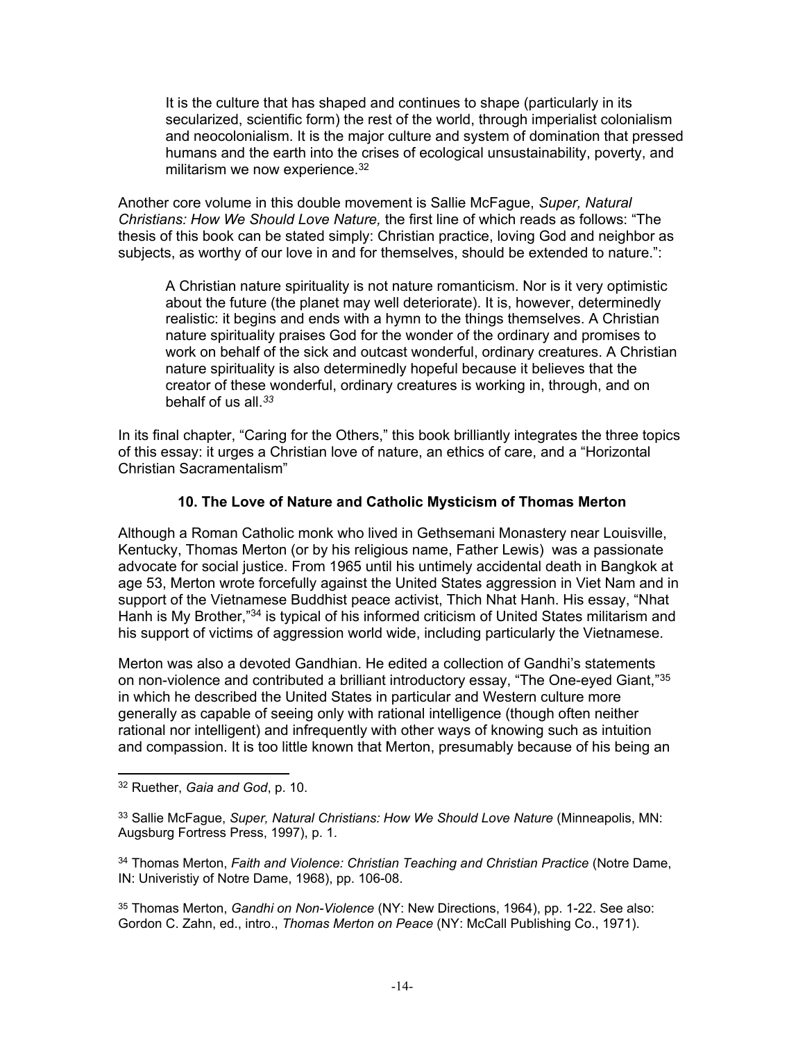> It is the culture that has shaped and continues to shape (particularly in its secularized, scientific form) the rest of the world, through imperialist colonialism and neocolonialism. It is the major culture and system of domination that pressed humans and the earth into the crises of ecological unsustainability, poverty, and militarism we now experience.[32]

Another core volume in this double movement is Sallie McFague, *Super, Natural Christians: How We Should Love Nature,* the first line of which reads as follows: "The thesis of this book can be stated simply: Christian practice, loving God and neighbor as subjects, as worthy of our love in and for themselves, should be extended to nature.":

> A Christian nature spirituality is not nature romanticism. Nor is it very optimistic about the future (the planet may well deteriorate). It is, however, determinedly realistic: it begins and ends with a hymn to the things themselves. A Christian nature spirituality praises God for the wonder of the ordinary and promises to work on behalf of the sick and outcast wonderful, ordinary creatures. A Christian nature spirituality is also determinedly hopeful because it believes that the creator of these wonderful, ordinary creatures is working in, through, and on behalf of us all.[33]

In its final chapter, "Caring for the Others," this book brilliantly integrates the three topics of this essay: it urges a Christian love of nature, an ethics of care, and a "Horizontal Christian Sacramentalism"

### 10. The Love of Nature and Catholic Mysticism of Thomas Merton

Although a Roman Catholic monk who lived in Gethsemani Monastery near Louisville, Kentucky, Thomas Merton (or by his religious name, Father Lewis) was a passionate advocate for social justice. From 1965 until his untimely accidental death in Bangkok at age 53, Merton wrote forcefully against the United States aggression in Viet Nam and in support of the Vietnamese Buddhist peace activist, Thich Nhat Hanh. His essay, "Nhat Hanh is My Brother,"[34] is typical of his informed criticism of United States militarism and his support of victims of aggression world wide, including particularly the Vietnamese.

Merton was also a devoted Gandhian. He edited a collection of Gandhi's statements on non-violence and contributed a brilliant introductory essay, "The One-eyed Giant,"[35] in which he described the United States in particular and Western culture more generally as capable of seeing only with rational intelligence (though often neither rational nor intelligent) and infrequently with other ways of knowing such as intuition and compassion. It is too little known that Merton, presumably because of his being an

---

[32] Ruether, *Gaia and God*, p. 10.

[33] Sallie McFague, *Super, Natural Christians: How We Should Love Nature* (Minneapolis, MN: Augsburg Fortress Press, 1997), p. 1.

[34] Thomas Merton, *Faith and Violence: Christian Teaching and Christian Practice* (Notre Dame, IN: Univeristiy of Notre Dame, 1968), pp. 106-08.

[35] Thomas Merton, *Gandhi on Non-Violence* (NY: New Directions, 1964), pp. 1-22. See also: Gordon C. Zahn, ed., intro., *Thomas Merton on Peace* (NY: McCall Publishing Co., 1971).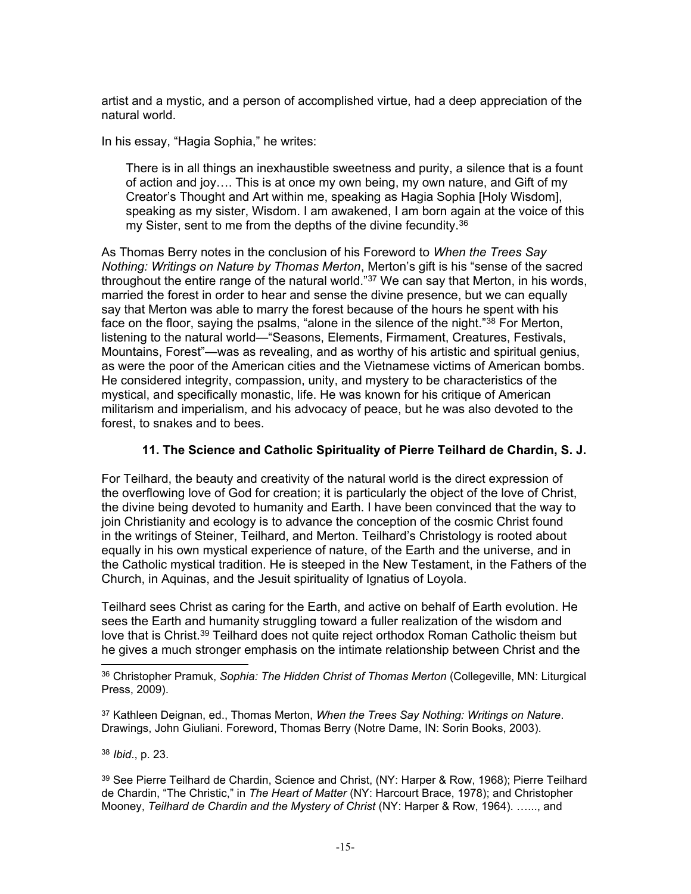artist and a mystic, and a person of accomplished virtue, had a deep appreciation of the natural world.

In his essay, "Hagia Sophia," he writes:

> There is in all things an inexhaustible sweetness and purity, a silence that is a fount of action and joy…. This is at once my own being, my own nature, and Gift of my Creator's Thought and Art within me, speaking as Hagia Sophia [Holy Wisdom], speaking as my sister, Wisdom. I am awakened, I am born again at the voice of this my Sister, sent to me from the depths of the divine fecundity.[36]

As Thomas Berry notes in the conclusion of his Foreword to *When the Trees Say Nothing: Writings on Nature by Thomas Merton*, Merton's gift is his "sense of the sacred throughout the entire range of the natural world."[37] We can say that Merton, in his words, married the forest in order to hear and sense the divine presence, but we can equally say that Merton was able to marry the forest because of the hours he spent with his face on the floor, saying the psalms, "alone in the silence of the night."[38] For Merton, listening to the natural world—"Seasons, Elements, Firmament, Creatures, Festivals, Mountains, Forest"—was as revealing, and as worthy of his artistic and spiritual genius, as were the poor of the American cities and the Vietnamese victims of American bombs. He considered integrity, compassion, unity, and mystery to be characteristics of the mystical, and specifically monastic, life. He was known for his critique of American militarism and imperialism, and his advocacy of peace, but he was also devoted to the forest, to snakes and to bees.

### 11. The Science and Catholic Spirituality of Pierre Teilhard de Chardin, S. J.

For Teilhard, the beauty and creativity of the natural world is the direct expression of the overflowing love of God for creation; it is particularly the object of the love of Christ, the divine being devoted to humanity and Earth. I have been convinced that the way to join Christianity and ecology is to advance the conception of the cosmic Christ found in the writings of Steiner, Teilhard, and Merton. Teilhard's Christology is rooted about equally in his own mystical experience of nature, of the Earth and the universe, and in the Catholic mystical tradition. He is steeped in the New Testament, in the Fathers of the Church, in Aquinas, and the Jesuit spirituality of Ignatius of Loyola.

Teilhard sees Christ as caring for the Earth, and active on behalf of Earth evolution. He sees the Earth and humanity struggling toward a fuller realization of the wisdom and love that is Christ.[39] Teilhard does not quite reject orthodox Roman Catholic theism but he gives a much stronger emphasis on the intimate relationship between Christ and the

---

[36] Christopher Pramuk, *Sophia: The Hidden Christ of Thomas Merton* (Collegeville, MN: Liturgical Press, 2009).

[37] Kathleen Deignan, ed., Thomas Merton, *When the Trees Say Nothing: Writings on Nature*. Drawings, John Giuliani. Foreword, Thomas Berry (Notre Dame, IN: Sorin Books, 2003).

[38] *Ibid*., p. 23.

[39] See Pierre Teilhard de Chardin, Science and Christ, (NY: Harper & Row, 1968); Pierre Teilhard de Chardin, "The Christic," in *The Heart of Matter* (NY: Harcourt Brace, 1978); and Christopher Mooney, *Teilhard de Chardin and the Mystery of Christ* (NY: Harper & Row, 1964). ….., and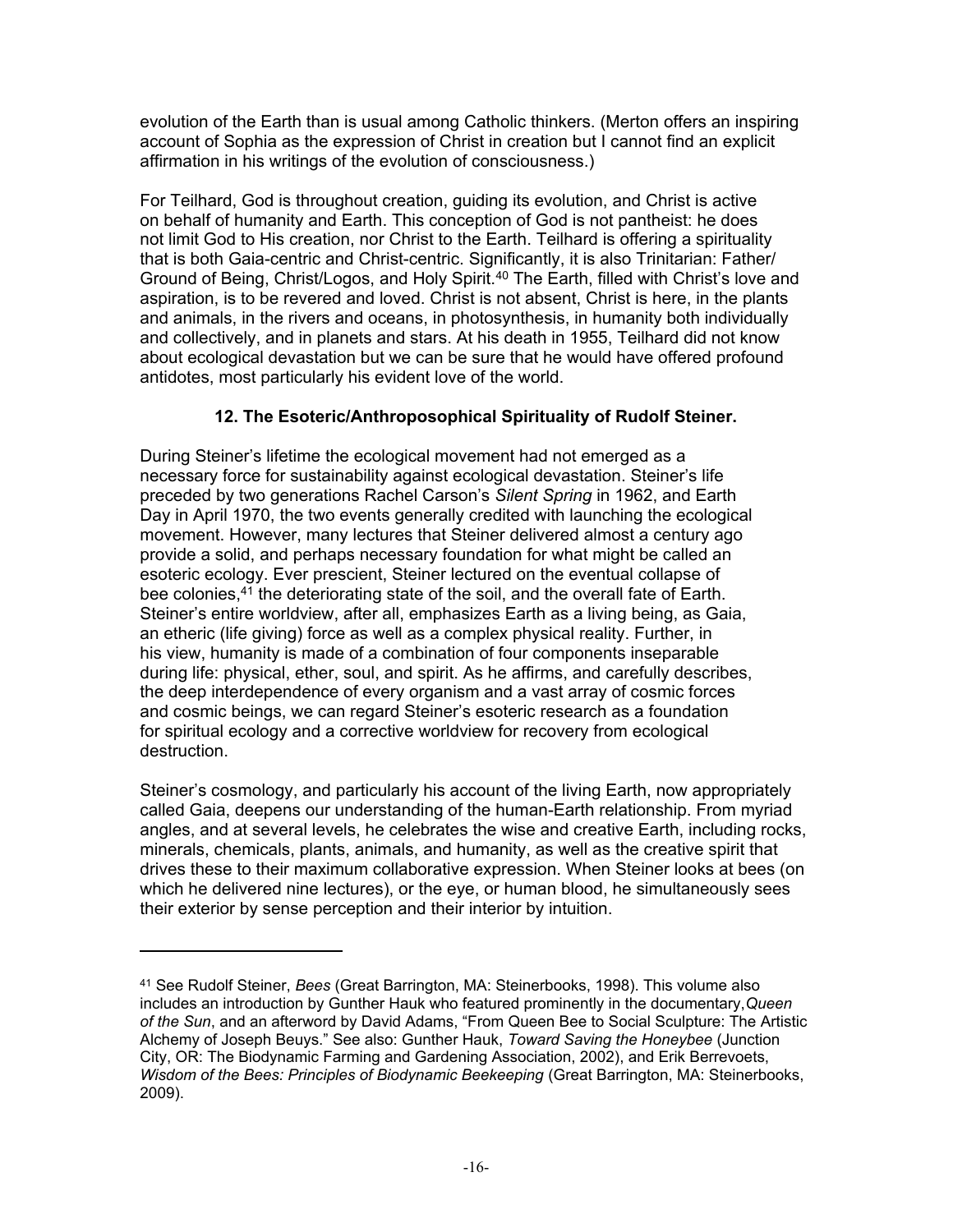evolution of the Earth than is usual among Catholic thinkers. (Merton offers an inspiring account of Sophia as the expression of Christ in creation but I cannot find an explicit affirmation in his writings of the evolution of consciousness.)

For Teilhard, God is throughout creation, guiding its evolution, and Christ is active on behalf of humanity and Earth. This conception of God is not pantheist: he does not limit God to His creation, nor Christ to the Earth. Teilhard is offering a spirituality that is both Gaia-centric and Christ-centric. Significantly, it is also Trinitarian: Father/ Ground of Being, Christ/Logos, and Holy Spirit.[40] The Earth, filled with Christ's love and aspiration, is to be revered and loved. Christ is not absent, Christ is here, in the plants and animals, in the rivers and oceans, in photosynthesis, in humanity both individually and collectively, and in planets and stars. At his death in 1955, Teilhard did not know about ecological devastation but we can be sure that he would have offered profound antidotes, most particularly his evident love of the world.

### 12. The Esoteric/Anthroposophical Spirituality of Rudolf Steiner.

During Steiner's lifetime the ecological movement had not emerged as a necessary force for sustainability against ecological devastation. Steiner's life preceded by two generations Rachel Carson's *Silent Spring* in 1962, and Earth Day in April 1970, the two events generally credited with launching the ecological movement. However, many lectures that Steiner delivered almost a century ago provide a solid, and perhaps necessary foundation for what might be called an esoteric ecology. Ever prescient, Steiner lectured on the eventual collapse of bee colonies,[41] the deteriorating state of the soil, and the overall fate of Earth. Steiner's entire worldview, after all, emphasizes Earth as a living being, as Gaia, an etheric (life giving) force as well as a complex physical reality. Further, in his view, humanity is made of a combination of four components inseparable during life: physical, ether, soul, and spirit. As he affirms, and carefully describes, the deep interdependence of every organism and a vast array of cosmic forces and cosmic beings, we can regard Steiner's esoteric research as a foundation for spiritual ecology and a corrective worldview for recovery from ecological destruction.

Steiner's cosmology, and particularly his account of the living Earth, now appropriately called Gaia, deepens our understanding of the human-Earth relationship. From myriad angles, and at several levels, he celebrates the wise and creative Earth, including rocks, minerals, chemicals, plants, animals, and humanity, as well as the creative spirit that drives these to their maximum collaborative expression. When Steiner looks at bees (on which he delivered nine lectures), or the eye, or human blood, he simultaneously sees their exterior by sense perception and their interior by intuition.

---

[41] See Rudolf Steiner, *Bees* (Great Barrington, MA: Steinerbooks, 1998). This volume also includes an introduction by Gunther Hauk who featured prominently in the documentary, *Queen of the Sun*, and an afterword by David Adams, "From Queen Bee to Social Sculpture: The Artistic Alchemy of Joseph Beuys." See also: Gunther Hauk, *Toward Saving the Honeybee* (Junction City, OR: The Biodynamic Farming and Gardening Association, 2002), and Erik Berrevoets, *Wisdom of the Bees: Principles of Biodynamic Beekeeping* (Great Barrington, MA: Steinerbooks, 2009).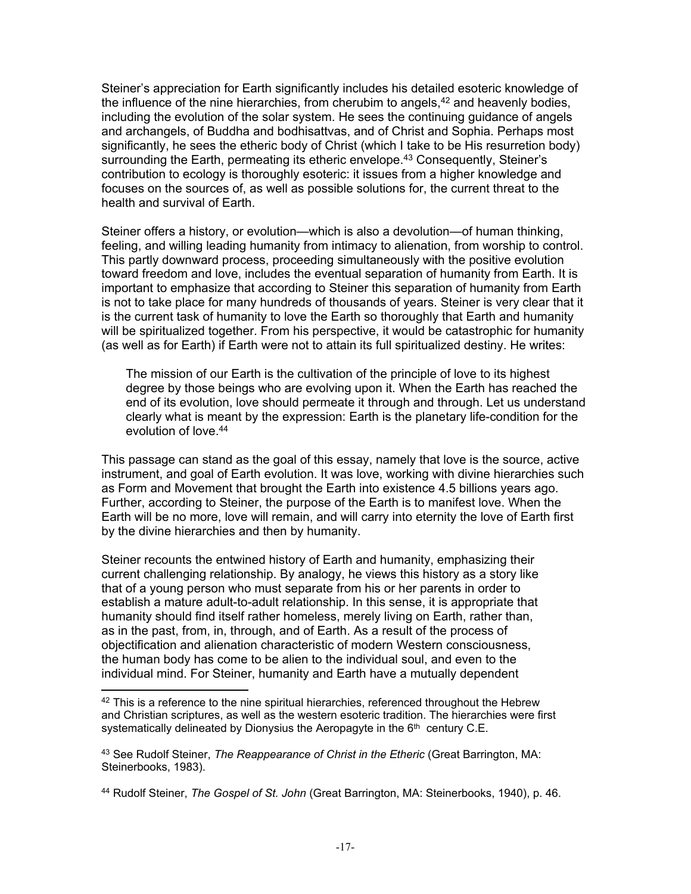Steiner's appreciation for Earth significantly includes his detailed esoteric knowledge of the influence of the nine hierarchies, from cherubim to angels,[42] and heavenly bodies, including the evolution of the solar system. He sees the continuing guidance of angels and archangels, of Buddha and bodhisattvas, and of Christ and Sophia. Perhaps most significantly, he sees the etheric body of Christ (which I take to be His resurretion body) surrounding the Earth, permeating its etheric envelope.[43] Consequently, Steiner's contribution to ecology is thoroughly esoteric: it issues from a higher knowledge and focuses on the sources of, as well as possible solutions for, the current threat to the health and survival of Earth.

Steiner offers a history, or evolution—which is also a devolution—of human thinking, feeling, and willing leading humanity from intimacy to alienation, from worship to control. This partly downward process, proceeding simultaneously with the positive evolution toward freedom and love, includes the eventual separation of humanity from Earth. It is important to emphasize that according to Steiner this separation of humanity from Earth is not to take place for many hundreds of thousands of years. Steiner is very clear that it is the current task of humanity to love the Earth so thoroughly that Earth and humanity will be spiritualized together. From his perspective, it would be catastrophic for humanity (as well as for Earth) if Earth were not to attain its full spiritualized destiny. He writes:

> The mission of our Earth is the cultivation of the principle of love to its highest degree by those beings who are evolving upon it. When the Earth has reached the end of its evolution, love should permeate it through and through. Let us understand clearly what is meant by the expression: Earth is the planetary life-condition for the evolution of love.[44]

This passage can stand as the goal of this essay, namely that love is the source, active instrument, and goal of Earth evolution. It was love, working with divine hierarchies such as Form and Movement that brought the Earth into existence 4.5 billions years ago. Further, according to Steiner, the purpose of the Earth is to manifest love. When the Earth will be no more, love will remain, and will carry into eternity the love of Earth first by the divine hierarchies and then by humanity.

Steiner recounts the entwined history of Earth and humanity, emphasizing their current challenging relationship. By analogy, he views this history as a story like that of a young person who must separate from his or her parents in order to establish a mature adult-to-adult relationship. In this sense, it is appropriate that humanity should find itself rather homeless, merely living on Earth, rather than, as in the past, from, in, through, and of Earth. As a result of the process of objectification and alienation characteristic of modern Western consciousness, the human body has come to be alien to the individual soul, and even to the individual mind. For Steiner, humanity and Earth have a mutually dependent

---

[42] This is a reference to the nine spiritual hierarchies, referenced throughout the Hebrew and Christian scriptures, as well as the western esoteric tradition. The hierarchies were first systematically delineated by Dionysius the Aeropagyte in the 6th century C.E.

[43] See Rudolf Steiner, *The Reappearance of Christ in the Etheric* (Great Barrington, MA: Steinerbooks, 1983).

[44] Rudolf Steiner, *The Gospel of St. John* (Great Barrington, MA: Steinerbooks, 1940), p. 46.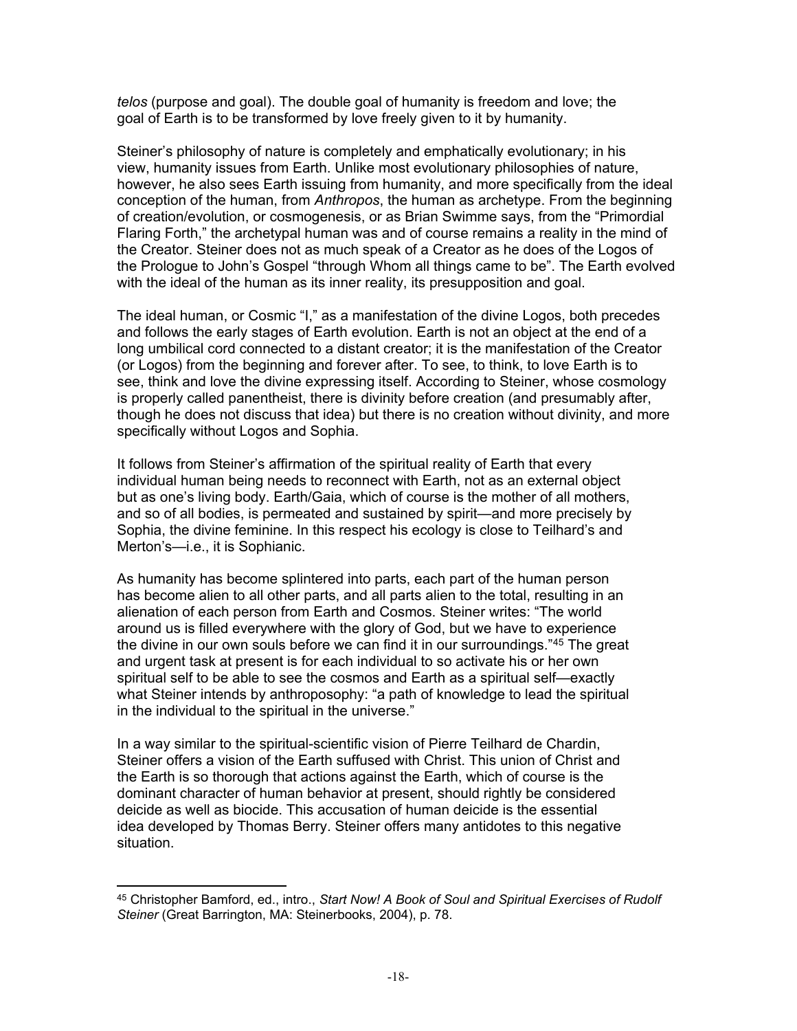*telos* (purpose and goal). The double goal of humanity is freedom and love; the goal of Earth is to be transformed by love freely given to it by humanity.

Steiner's philosophy of nature is completely and emphatically evolutionary; in his view, humanity issues from Earth. Unlike most evolutionary philosophies of nature, however, he also sees Earth issuing from humanity, and more specifically from the ideal conception of the human, from *Anthropos*, the human as archetype. From the beginning of creation/evolution, or cosmogenesis, or as Brian Swimme says, from the "Primordial Flaring Forth," the archetypal human was and of course remains a reality in the mind of the Creator. Steiner does not as much speak of a Creator as he does of the Logos of the Prologue to John's Gospel "through Whom all things came to be". The Earth evolved with the ideal of the human as its inner reality, its presupposition and goal.

The ideal human, or Cosmic "I," as a manifestation of the divine Logos, both precedes and follows the early stages of Earth evolution. Earth is not an object at the end of a long umbilical cord connected to a distant creator; it is the manifestation of the Creator (or Logos) from the beginning and forever after. To see, to think, to love Earth is to see, think and love the divine expressing itself. According to Steiner, whose cosmology is properly called panentheist, there is divinity before creation (and presumably after, though he does not discuss that idea) but there is no creation without divinity, and more specifically without Logos and Sophia.

It follows from Steiner's affirmation of the spiritual reality of Earth that every individual human being needs to reconnect with Earth, not as an external object but as one's living body. Earth/Gaia, which of course is the mother of all mothers, and so of all bodies, is permeated and sustained by spirit—and more precisely by Sophia, the divine feminine. In this respect his ecology is close to Teilhard's and Merton's—i.e., it is Sophianic.

As humanity has become splintered into parts, each part of the human person has become alien to all other parts, and all parts alien to the total, resulting in an alienation of each person from Earth and Cosmos. Steiner writes: "The world around us is filled everywhere with the glory of God, but we have to experience the divine in our own souls before we can find it in our surroundings."[45] The great and urgent task at present is for each individual to so activate his or her own spiritual self to be able to see the cosmos and Earth as a spiritual self—exactly what Steiner intends by anthroposophy: "a path of knowledge to lead the spiritual in the individual to the spiritual in the universe."

In a way similar to the spiritual-scientific vision of Pierre Teilhard de Chardin, Steiner offers a vision of the Earth suffused with Christ. This union of Christ and the Earth is so thorough that actions against the Earth, which of course is the dominant character of human behavior at present, should rightly be considered deicide as well as biocide. This accusation of human deicide is the essential idea developed by Thomas Berry. Steiner offers many antidotes to this negative situation.

---

[45] Christopher Bamford, ed., intro., *Start Now! A Book of Soul and Spiritual Exercises of Rudolf Steiner* (Great Barrington, MA: Steinerbooks, 2004), p. 78.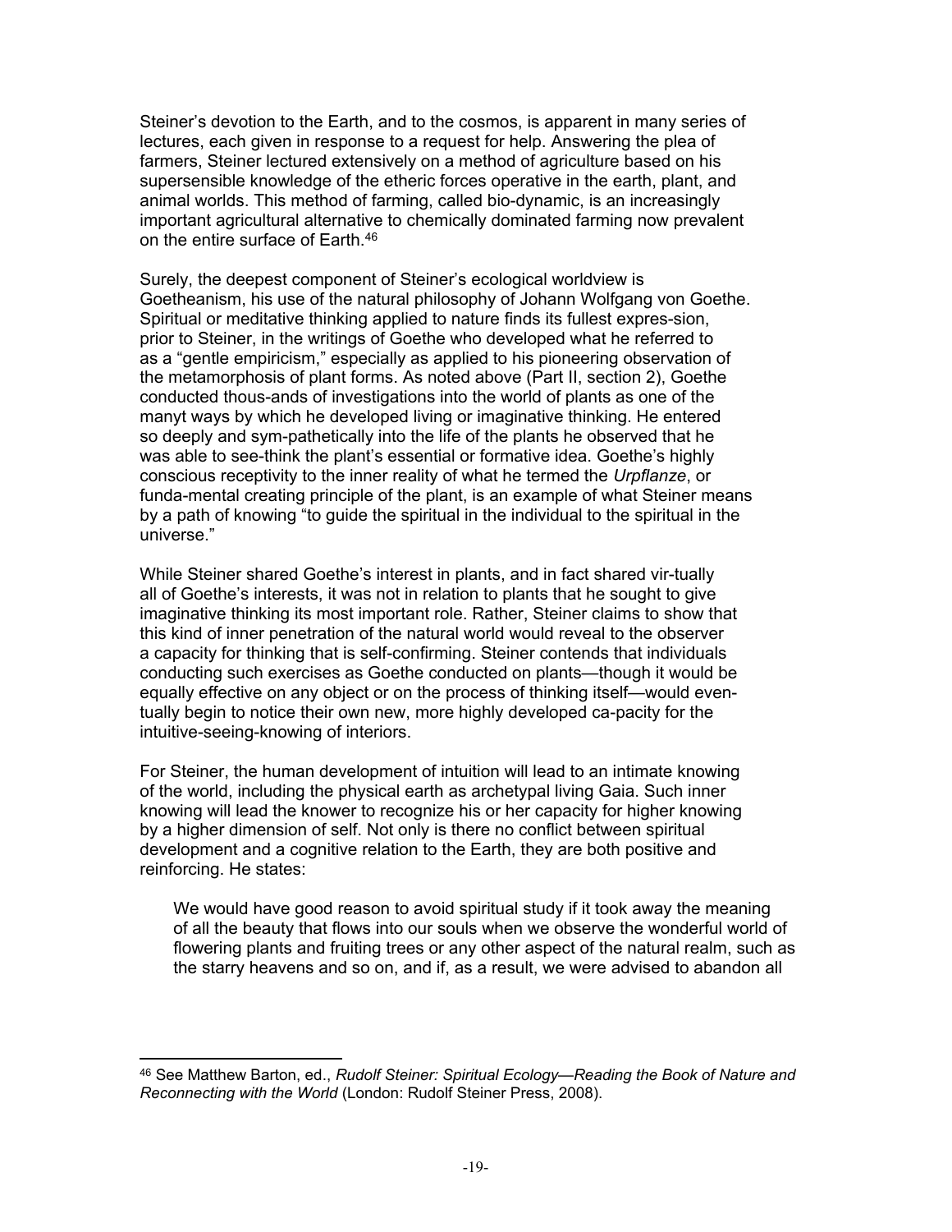Steiner's devotion to the Earth, and to the cosmos, is apparent in many series of lectures, each given in response to a request for help. Answering the plea of farmers, Steiner lectured extensively on a method of agriculture based on his supersensible knowledge of the etheric forces operative in the earth, plant, and animal worlds. This method of farming, called bio-dynamic, is an increasingly important agricultural alternative to chemically dominated farming now prevalent on the entire surface of Earth.[46]

Surely, the deepest component of Steiner's ecological worldview is Goetheanism, his use of the natural philosophy of Johann Wolfgang von Goethe. Spiritual or meditative thinking applied to nature finds its fullest expres-sion, prior to Steiner, in the writings of Goethe who developed what he referred to as a "gentle empiricism," especially as applied to his pioneering observation of the metamorphosis of plant forms. As noted above (Part II, section 2), Goethe conducted thous-ands of investigations into the world of plants as one of the manyt ways by which he developed living or imaginative thinking. He entered so deeply and sym-pathetically into the life of the plants he observed that he was able to see-think the plant's essential or formative idea. Goethe's highly conscious receptivity to the inner reality of what he termed the *Urpflanze*, or funda-mental creating principle of the plant, is an example of what Steiner means by a path of knowing "to guide the spiritual in the individual to the spiritual in the universe."

While Steiner shared Goethe's interest in plants, and in fact shared vir-tually all of Goethe's interests, it was not in relation to plants that he sought to give imaginative thinking its most important role. Rather, Steiner claims to show that this kind of inner penetration of the natural world would reveal to the observer a capacity for thinking that is self-confirming. Steiner contends that individuals conducting such exercises as Goethe conducted on plants—though it would be equally effective on any object or on the process of thinking itself—would even-tually begin to notice their own new, more highly developed ca-pacity for the intuitive-seeing-knowing of interiors.

For Steiner, the human development of intuition will lead to an intimate knowing of the world, including the physical earth as archetypal living Gaia. Such inner knowing will lead the knower to recognize his or her capacity for higher knowing by a higher dimension of self. Not only is there no conflict between spiritual development and a cognitive relation to the Earth, they are both positive and reinforcing. He states:

> We would have good reason to avoid spiritual study if it took away the meaning of all the beauty that flows into our souls when we observe the wonderful world of flowering plants and fruiting trees or any other aspect of the natural realm, such as the starry heavens and so on, and if, as a result, we were advised to abandon all

---

[46] See Matthew Barton, ed., *Rudolf Steiner: Spiritual Ecology—Reading the Book of Nature and Reconnecting with the World* (London: Rudolf Steiner Press, 2008).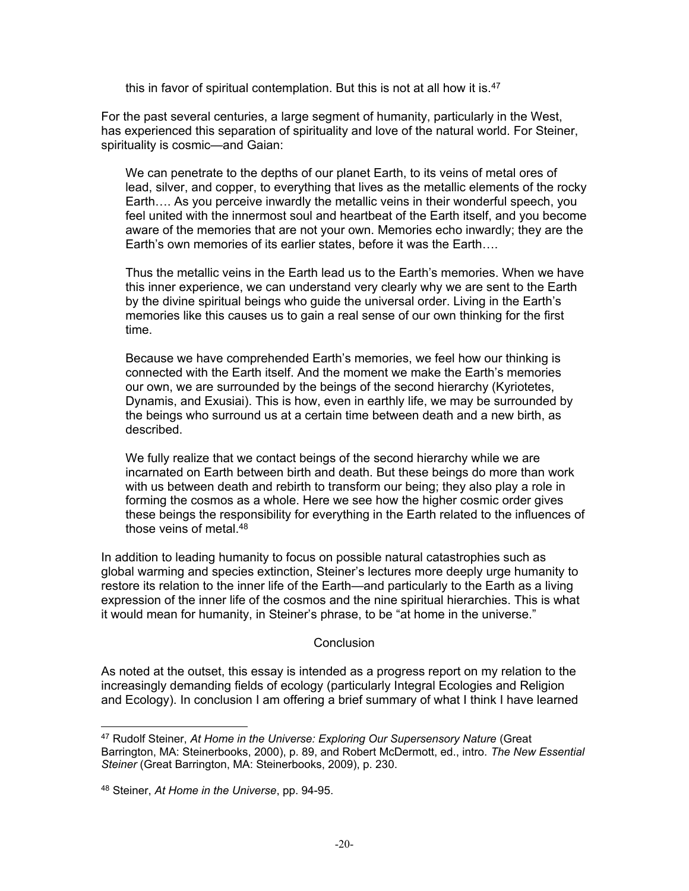> this in favor of spiritual contemplation. But this is not at all how it is.[47]

For the past several centuries, a large segment of humanity, particularly in the West, has experienced this separation of spirituality and love of the natural world. For Steiner, spirituality is cosmic—and Gaian:

> We can penetrate to the depths of our planet Earth, to its veins of metal ores of lead, silver, and copper, to everything that lives as the metallic elements of the rocky Earth…. As you perceive inwardly the metallic veins in their wonderful speech, you feel united with the innermost soul and heartbeat of the Earth itself, and you become aware of the memories that are not your own. Memories echo inwardly; they are the Earth's own memories of its earlier states, before it was the Earth….
>
> Thus the metallic veins in the Earth lead us to the Earth's memories. When we have this inner experience, we can understand very clearly why we are sent to the Earth by the divine spiritual beings who guide the universal order. Living in the Earth's memories like this causes us to gain a real sense of our own thinking for the first time.
>
> Because we have comprehended Earth's memories, we feel how our thinking is connected with the Earth itself. And the moment we make the Earth's memories our own, we are surrounded by the beings of the second hierarchy (Kyriotetes, Dynamis, and Exusiai). This is how, even in earthly life, we may be surrounded by the beings who surround us at a certain time between death and a new birth, as described.
>
> We fully realize that we contact beings of the second hierarchy while we are incarnated on Earth between birth and death. But these beings do more than work with us between death and rebirth to transform our being; they also play a role in forming the cosmos as a whole. Here we see how the higher cosmic order gives these beings the responsibility for everything in the Earth related to the influences of those veins of metal.[48]

In addition to leading humanity to focus on possible natural catastrophies such as global warming and species extinction, Steiner's lectures more deeply urge humanity to restore its relation to the inner life of the Earth—and particularly to the Earth as a living expression of the inner life of the cosmos and the nine spiritual hierarchies. This is what it would mean for humanity, in Steiner's phrase, to be "at home in the universe."

## Conclusion

As noted at the outset, this essay is intended as a progress report on my relation to the increasingly demanding fields of ecology (particularly Integral Ecologies and Religion and Ecology). In conclusion I am offering a brief summary of what I think I have learned

---

[47] Rudolf Steiner, *At Home in the Universe: Exploring Our Supersensory Nature* (Great Barrington, MA: Steinerbooks, 2000), p. 89, and Robert McDermott, ed., intro. *The New Essential Steiner* (Great Barrington, MA: Steinerbooks, 2009), p. 230.

[48] Steiner, *At Home in the Universe*, pp. 94-95.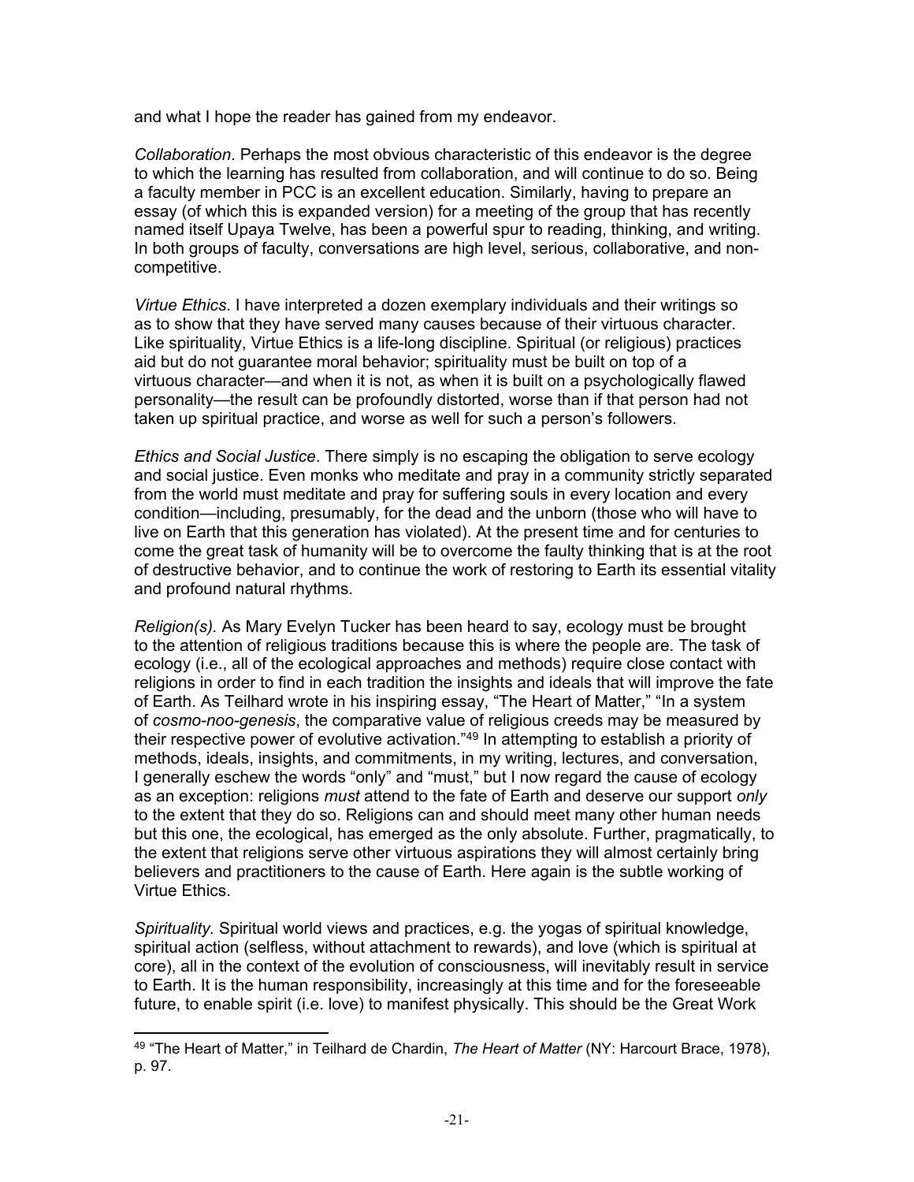and what I hope the reader has gained from my endeavor.

*Collaboration*. Perhaps the most obvious characteristic of this endeavor is the degree to which the learning has resulted from collaboration, and will continue to do so. Being a faculty member in PCC is an excellent education. Similarly, having to prepare an essay (of which this is expanded version) for a meeting of the group that has recently named itself Upaya Twelve, has been a powerful spur to reading, thinking, and writing. In both groups of faculty, conversations are high level, serious, collaborative, and non-competitive.

*Virtue Ethics*. I have interpreted a dozen exemplary individuals and their writings so as to show that they have served many causes because of their virtuous character. Like spirituality, Virtue Ethics is a life-long discipline. Spiritual (or religious) practices aid but do not guarantee moral behavior; spirituality must be built on top of a virtuous character—and when it is not, as when it is built on a psychologically flawed personality—the result can be profoundly distorted, worse than if that person had not taken up spiritual practice, and worse as well for such a person's followers.

*Ethics and Social Justice*. There simply is no escaping the obligation to serve ecology and social justice. Even monks who meditate and pray in a community strictly separated from the world must meditate and pray for suffering souls in every location and every condition—including, presumably, for the dead and the unborn (those who will have to live on Earth that this generation has violated). At the present time and for centuries to come the great task of humanity will be to overcome the faulty thinking that is at the root of destructive behavior, and to continue the work of restoring to Earth its essential vitality and profound natural rhythms.

*Religion(s).* As Mary Evelyn Tucker has been heard to say, ecology must be brought to the attention of religious traditions because this is where the people are. The task of ecology (i.e., all of the ecological approaches and methods) require close contact with religions in order to find in each tradition the insights and ideals that will improve the fate of Earth. As Teilhard wrote in his inspiring essay, "The Heart of Matter," "In a system of *cosmo-noo-genesis*, the comparative value of religious creeds may be measured by their respective power of evolutive activation."[49] In attempting to establish a priority of methods, ideals, insights, and commitments, in my writing, lectures, and conversation, I generally eschew the words "only" and "must," but I now regard the cause of ecology as an exception: religions *must* attend to the fate of Earth and deserve our support *only* to the extent that they do so. Religions can and should meet many other human needs but this one, the ecological, has emerged as the only absolute. Further, pragmatically, to the extent that religions serve other virtuous aspirations they will almost certainly bring believers and practitioners to the cause of Earth. Here again is the subtle working of Virtue Ethics.

*Spirituality.* Spiritual world views and practices, e.g. the yogas of spiritual knowledge, spiritual action (selfless, without attachment to rewards), and love (which is spiritual at core), all in the context of the evolution of consciousness, will inevitably result in service to Earth. It is the human responsibility, increasingly at this time and for the foreseeable future, to enable spirit (i.e. love) to manifest physically. This should be the Great Work

---

[49] "The Heart of Matter," in Teilhard de Chardin, *The Heart of Matter* (NY: Harcourt Brace, 1978), p. 97.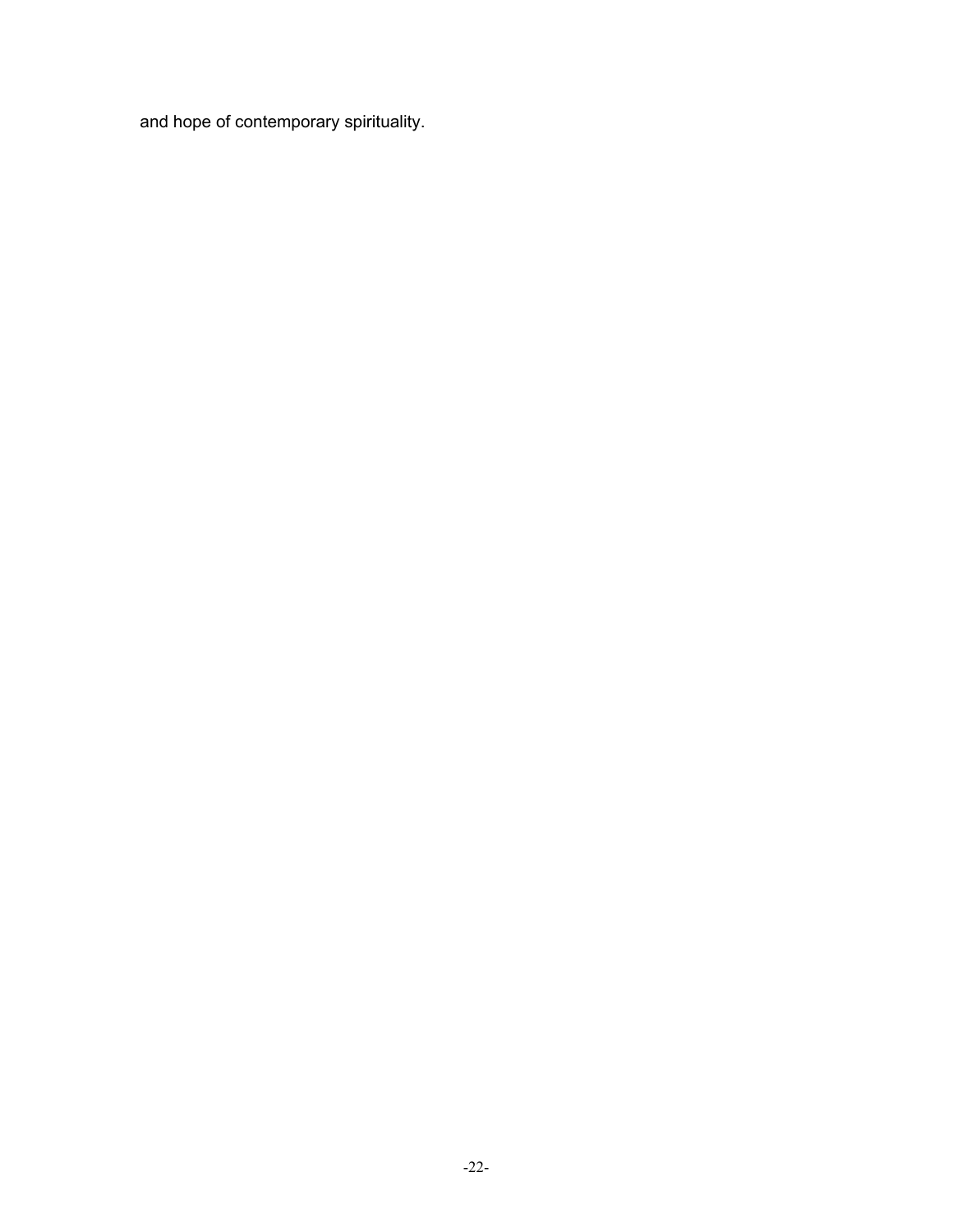and hope of contemporary spirituality.